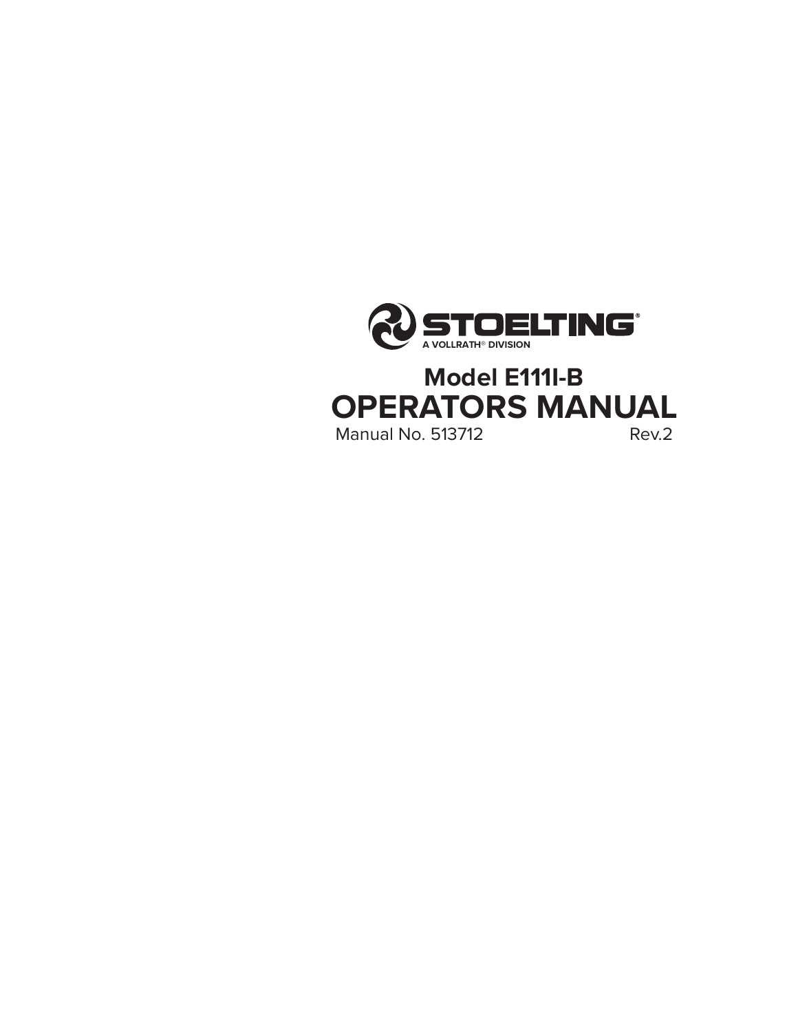STOELTING®

A VOLLRATH® DIVISION

# Model E111I-B

# OPERATORS MANUAL

Manual No. 513712 Rev.2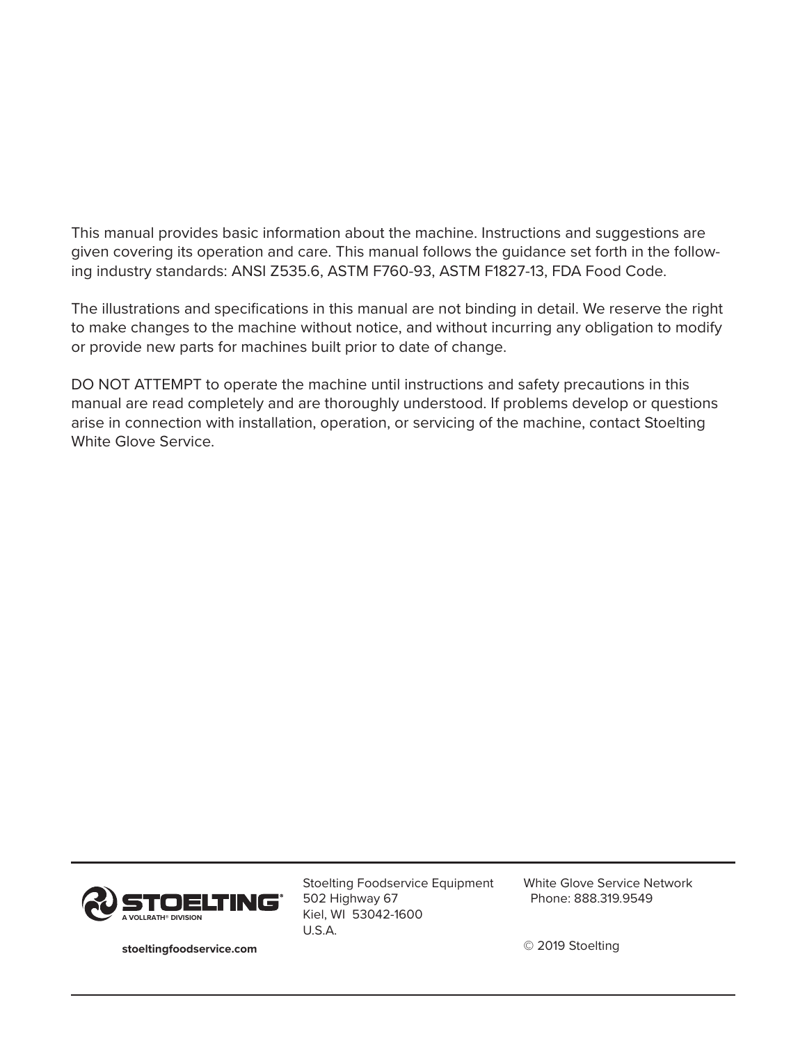This manual provides basic information about the machine. Instructions and suggestions are given covering its operation and care. This manual follows the guidance set forth in the following industry standards: ANSI Z535.6, ASTM F760-93, ASTM F1827-13, FDA Food Code.

The illustrations and specifications in this manual are not binding in detail. We reserve the right to make changes to the machine without notice, and without incurring any obligation to modify or provide new parts for machines built prior to date of change.

DO NOT ATTEMPT to operate the machine until instructions and safety precautions in this manual are read completely and are thoroughly understood. If problems develop or questions arise in connection with installation, operation, or servicing of the machine, contact Stoelting White Glove Service.

---

**STOELTING**®
A VOLLRATH® DIVISION

**stoeltingfoodservice.com**

Stoelting Foodservice Equipment
502 Highway 67
Kiel, WI 53042-1600
U.S.A.

White Glove Service Network
Phone: 888.319.9549

© 2019 Stoelting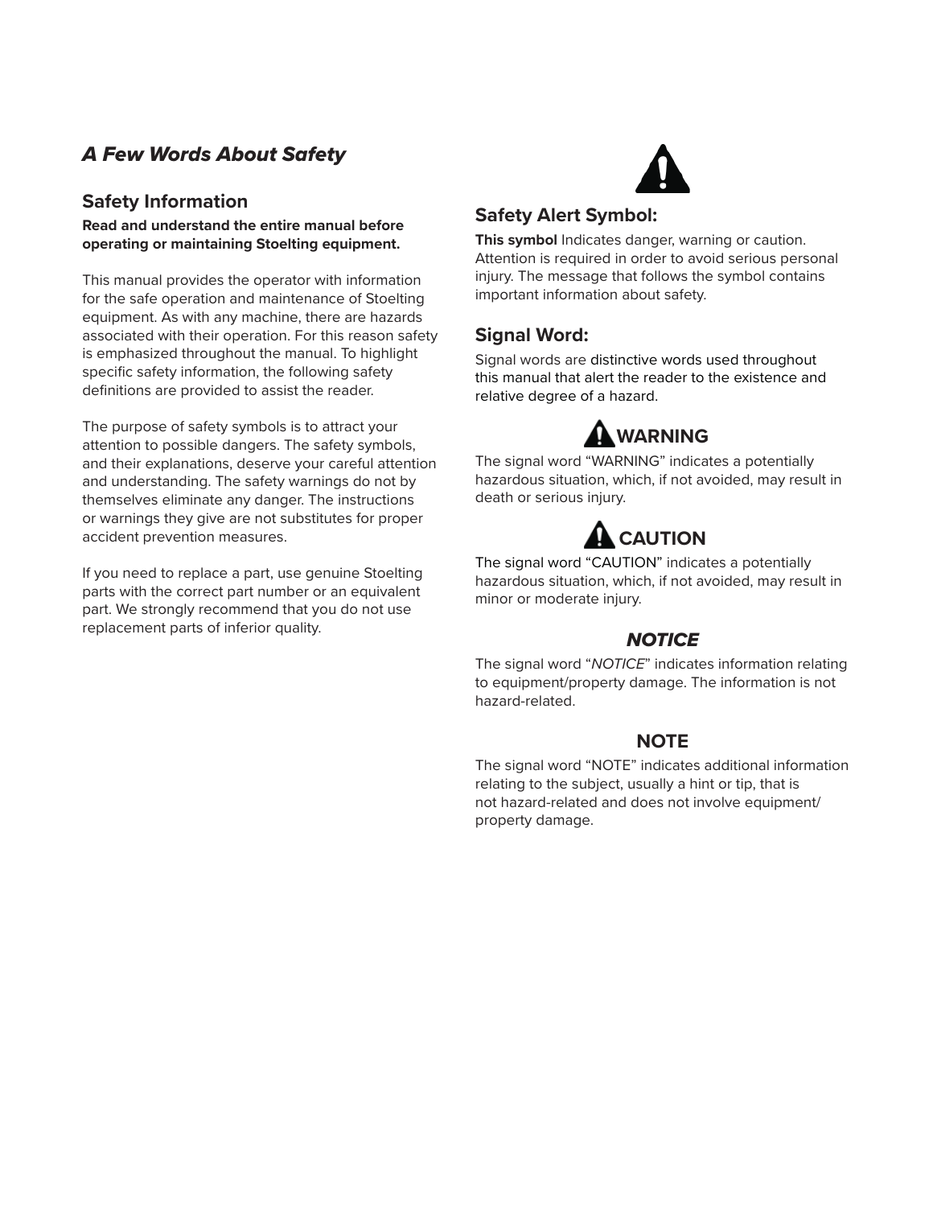## *A Few Words About Safety*

### Safety Information

**Read and understand the entire manual before operating or maintaining Stoelting equipment.**

This manual provides the operator with information for the safe operation and maintenance of Stoelting equipment. As with any machine, there are hazards associated with their operation. For this reason safety is emphasized throughout the manual. To highlight specific safety information, the following safety definitions are provided to assist the reader.

The purpose of safety symbols is to attract your attention to possible dangers. The safety symbols, and their explanations, deserve your careful attention and understanding. The safety warnings do not by themselves eliminate any danger. The instructions or warnings they give are not substitutes for proper accident prevention measures.

If you need to replace a part, use genuine Stoelting parts with the correct part number or an equivalent part. We strongly recommend that you do not use replacement parts of inferior quality.

### Safety Alert Symbol:

**This symbol** Indicates danger, warning or caution. Attention is required in order to avoid serious personal injury. The message that follows the symbol contains important information about safety.

### Signal Word:

Signal words are distinctive words used throughout this manual that alert the reader to the existence and relative degree of a hazard.

**WARNING**

The signal word “WARNING” indicates a potentially hazardous situation, which, if not avoided, may result in death or serious injury.

**CAUTION**

The signal word “CAUTION” indicates a potentially hazardous situation, which, if not avoided, may result in minor or moderate injury.

***NOTICE***

The signal word “*NOTICE*” indicates information relating to equipment/property damage. The information is not hazard-related.

**NOTE**

The signal word “NOTE” indicates additional information relating to the subject, usually a hint or tip, that is not hazard-related and does not involve equipment/property damage.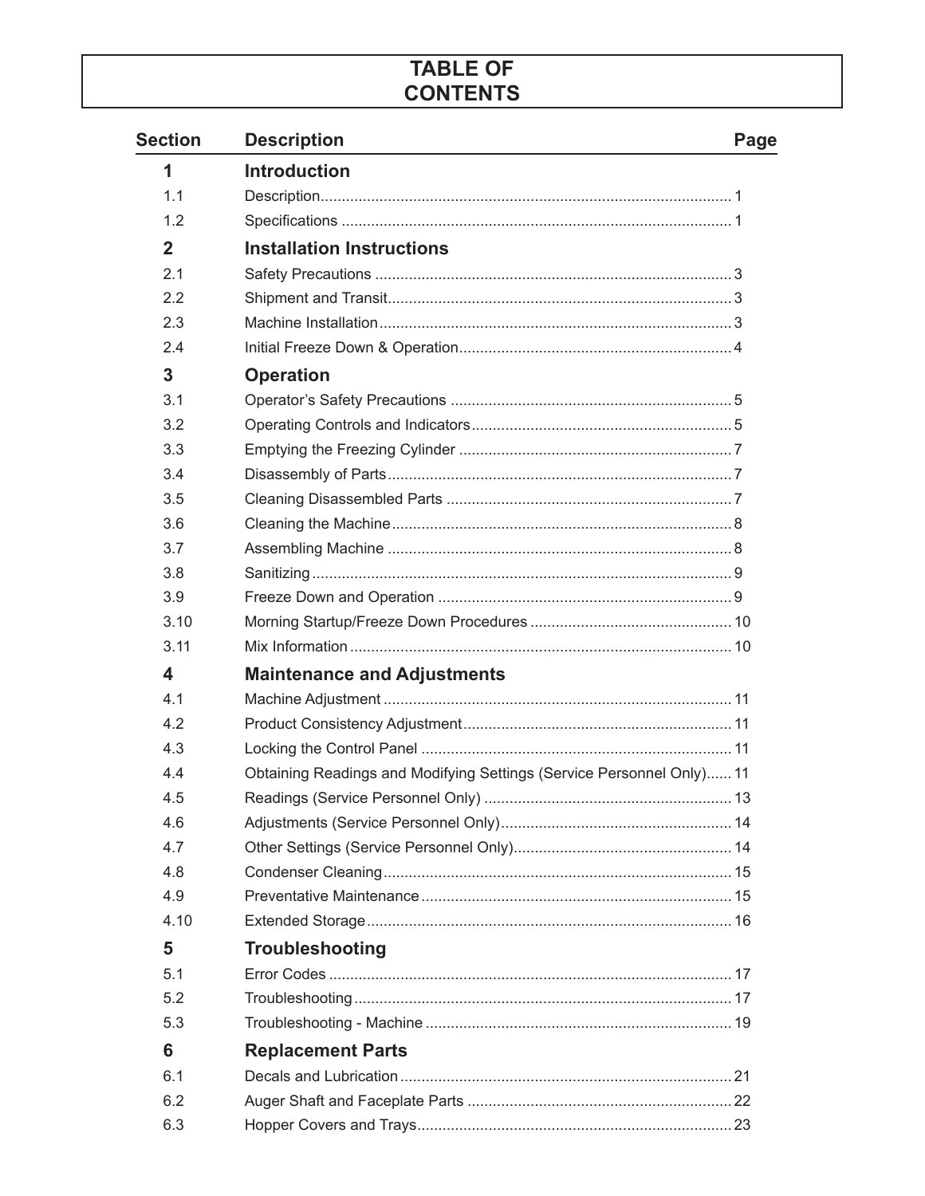# TABLE OF CONTENTS

| Section | Description | Page |
|---|---|---|
| **1** | **Introduction** | |
| 1.1 | Description | 1 |
| 1.2 | Specifications | 1 |
| **2** | **Installation Instructions** | |
| 2.1 | Safety Precautions | 3 |
| 2.2 | Shipment and Transit | 3 |
| 2.3 | Machine Installation | 3 |
| 2.4 | Initial Freeze Down & Operation | 4 |
| **3** | **Operation** | |
| 3.1 | Operator's Safety Precautions | 5 |
| 3.2 | Operating Controls and Indicators | 5 |
| 3.3 | Emptying the Freezing Cylinder | 7 |
| 3.4 | Disassembly of Parts | 7 |
| 3.5 | Cleaning Disassembled Parts | 7 |
| 3.6 | Cleaning the Machine | 8 |
| 3.7 | Assembling Machine | 8 |
| 3.8 | Sanitizing | 9 |
| 3.9 | Freeze Down and Operation | 9 |
| 3.10 | Morning Startup/Freeze Down Procedures | 10 |
| 3.11 | Mix Information | 10 |
| **4** | **Maintenance and Adjustments** | |
| 4.1 | Machine Adjustment | 11 |
| 4.2 | Product Consistency Adjustment | 11 |
| 4.3 | Locking the Control Panel | 11 |
| 4.4 | Obtaining Readings and Modifying Settings (Service Personnel Only) | 11 |
| 4.5 | Readings (Service Personnel Only) | 13 |
| 4.6 | Adjustments (Service Personnel Only) | 14 |
| 4.7 | Other Settings (Service Personnel Only) | 14 |
| 4.8 | Condenser Cleaning | 15 |
| 4.9 | Preventative Maintenance | 15 |
| 4.10 | Extended Storage | 16 |
| **5** | **Troubleshooting** | |
| 5.1 | Error Codes | 17 |
| 5.2 | Troubleshooting | 17 |
| 5.3 | Troubleshooting - Machine | 19 |
| **6** | **Replacement Parts** | |
| 6.1 | Decals and Lubrication | 21 |
| 6.2 | Auger Shaft and Faceplate Parts | 22 |
| 6.3 | Hopper Covers and Trays | 23 |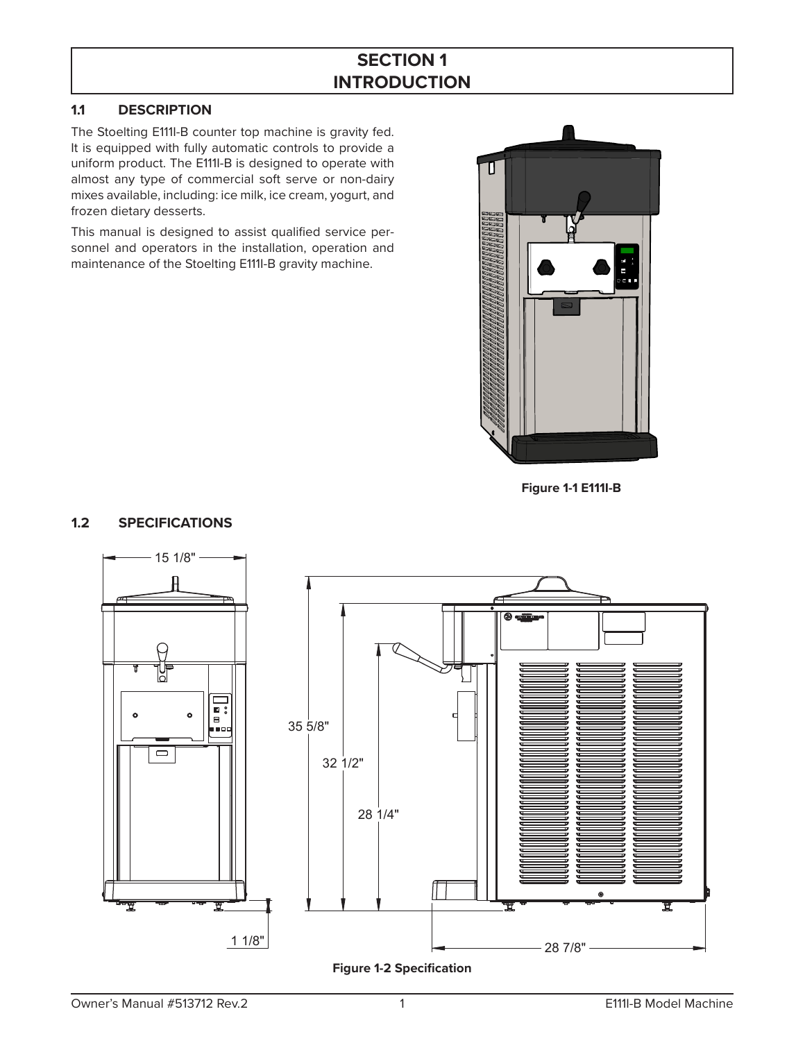# SECTION 1
# INTRODUCTION

## 1.1 DESCRIPTION

The Stoelting E111I-B counter top machine is gravity fed. It is equipped with fully automatic controls to provide a uniform product. The E111I-B is designed to operate with almost any type of commercial soft serve or non-dairy mixes available, including: ice milk, ice cream, yogurt, and frozen dietary desserts.

This manual is designed to assist qualified service personnel and operators in the installation, operation and maintenance of the Stoelting E111I-B gravity machine.

**Figure 1-1 E111I-B**

## 1.2 SPECIFICATIONS

15 1/8"

35 5/8"

32 1/2"

28 1/4"

1 1/8"

28 7/8"

**Figure 1-2 Specification**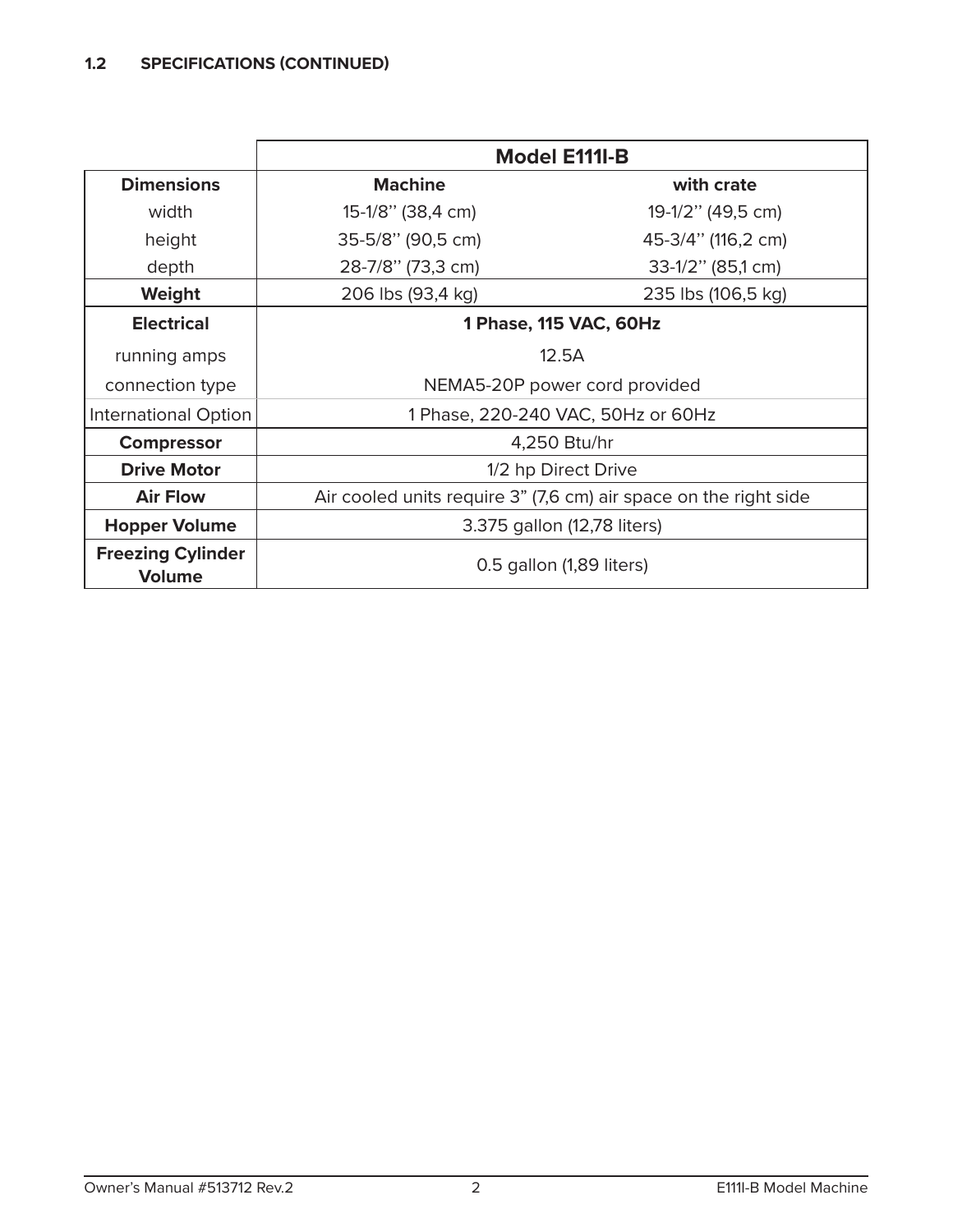### 1.2 SPECIFICATIONS (CONTINUED)

| | Model E111I-B | |
|---|---|---|
| **Dimensions** | **Machine** | **with crate** |
| width | 15-1/8'' (38,4 cm) | 19-1/2'' (49,5 cm) |
| height | 35-5/8'' (90,5 cm) | 45-3/4'' (116,2 cm) |
| depth | 28-7/8'' (73,3 cm) | 33-1/2'' (85,1 cm) |
| **Weight** | 206 lbs (93,4 kg) | 235 lbs (106,5 kg) |
| **Electrical** | **1 Phase, 115 VAC, 60Hz** | |
| running amps | 12.5A | |
| connection type | NEMA5-20P power cord provided | |
| International Option | 1 Phase, 220-240 VAC, 50Hz or 60Hz | |
| **Compressor** | 4,250 Btu/hr | |
| **Drive Motor** | 1/2 hp Direct Drive | |
| **Air Flow** | Air cooled units require 3" (7,6 cm) air space on the right side | |
| **Hopper Volume** | 3.375 gallon (12,78 liters) | |
| **Freezing Cylinder Volume** | 0.5 gallon (1,89 liters) | |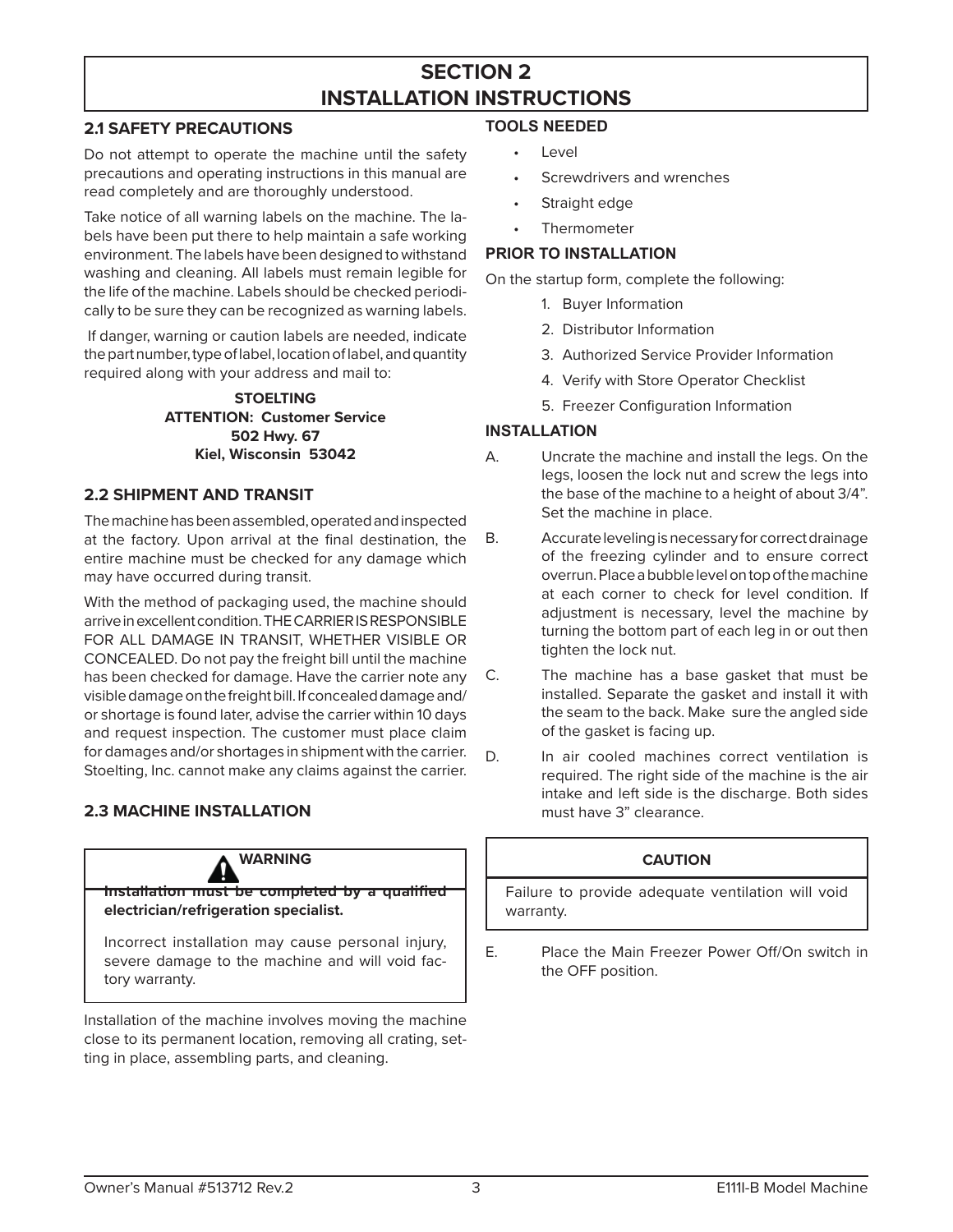# SECTION 2
# INSTALLATION INSTRUCTIONS

## 2.1 SAFETY PRECAUTIONS

Do not attempt to operate the machine until the safety precautions and operating instructions in this manual are read completely and are thoroughly understood.

Take notice of all warning labels on the machine. The labels have been put there to help maintain a safe working environment. The labels have been designed to withstand washing and cleaning. All labels must remain legible for the life of the machine. Labels should be checked periodically to be sure they can be recognized as warning labels.

If danger, warning or caution labels are needed, indicate the part number, type of label, location of label, and quantity required along with your address and mail to:

**STOELTING**
**ATTENTION: Customer Service**
**502 Hwy. 67**
**Kiel, Wisconsin 53042**

## 2.2 SHIPMENT AND TRANSIT

The machine has been assembled, operated and inspected at the factory. Upon arrival at the final destination, the entire machine must be checked for any damage which may have occurred during transit.

With the method of packaging used, the machine should arrive in excellent condition. THE CARRIER IS RESPONSIBLE FOR ALL DAMAGE IN TRANSIT, WHETHER VISIBLE OR CONCEALED. Do not pay the freight bill until the machine has been checked for damage. Have the carrier note any visible damage on the freight bill. If concealed damage and/or shortage is found later, advise the carrier within 10 days and request inspection. The customer must place claim for damages and/or shortages in shipment with the carrier. Stoelting, Inc. cannot make any claims against the carrier.

## 2.3 MACHINE INSTALLATION

> **WARNING**
>
> **Installation must be completed by a qualified electrician/refrigeration specialist.**
>
> Incorrect installation may cause personal injury, severe damage to the machine and will void factory warranty.

Installation of the machine involves moving the machine close to its permanent location, removing all crating, setting in place, assembling parts, and cleaning.

### TOOLS NEEDED

- Level
- Screwdrivers and wrenches
- Straight edge
- Thermometer

### PRIOR TO INSTALLATION

On the startup form, complete the following:

1. Buyer Information
2. Distributor Information
3. Authorized Service Provider Information
4. Verify with Store Operator Checklist
5. Freezer Configuration Information

### INSTALLATION

A. Uncrate the machine and install the legs. On the legs, loosen the lock nut and screw the legs into the base of the machine to a height of about 3/4". Set the machine in place.

B. Accurate leveling is necessary for correct drainage of the freezing cylinder and to ensure correct overrun. Place a bubble level on top of the machine at each corner to check for level condition. If adjustment is necessary, level the machine by turning the bottom part of each leg in or out then tighten the lock nut.

C. The machine has a base gasket that must be installed. Separate the gasket and install it with the seam to the back. Make sure the angled side of the gasket is facing up.

D. In air cooled machines correct ventilation is required. The right side of the machine is the air intake and left side is the discharge. Both sides must have 3" clearance.

> **CAUTION**
>
> Failure to provide adequate ventilation will void warranty.

E. Place the Main Freezer Power Off/On switch in the OFF position.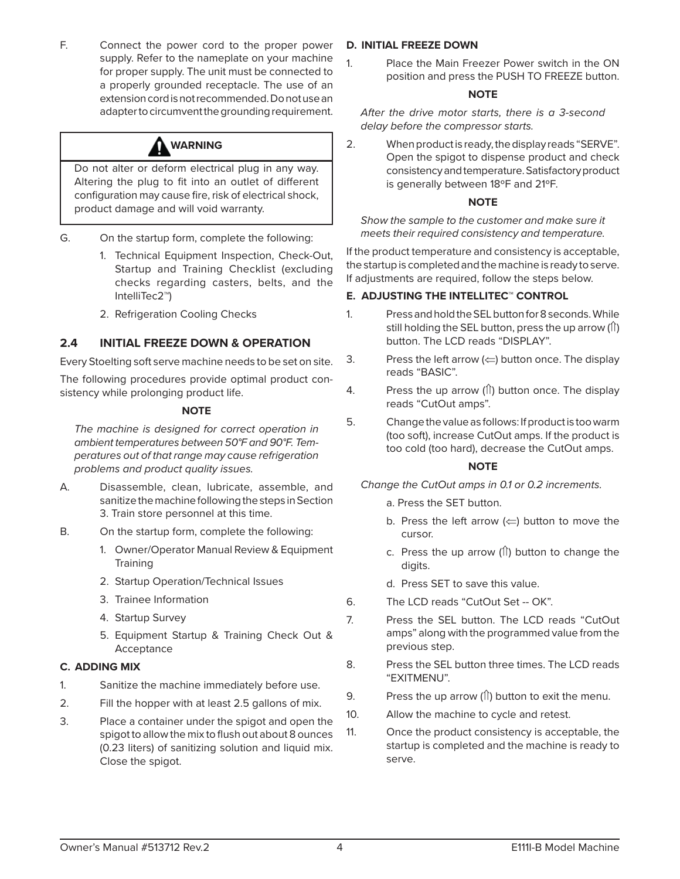F. Connect the power cord to the proper power supply. Refer to the nameplate on your machine for proper supply. The unit must be connected to a properly grounded receptacle. The use of an extension cord is not recommended. Do not use an adapter to circumvent the grounding requirement.

> **⚠ WARNING**
>
> Do not alter or deform electrical plug in any way. Altering the plug to fit into an outlet of different configuration may cause fire, risk of electrical shock, product damage and will void warranty.

G. On the startup form, complete the following:

1. Technical Equipment Inspection, Check-Out, Startup and Training Checklist (excluding checks regarding casters, belts, and the IntelliTec2™)
2. Refrigeration Cooling Checks

## 2.4 INITIAL FREEZE DOWN & OPERATION

Every Stoelting soft serve machine needs to be set on site.

The following procedures provide optimal product consistency while prolonging product life.

**NOTE**

*The machine is designed for correct operation in ambient temperatures between 50°F and 90°F. Temperatures out of that range may cause refrigeration problems and product quality issues.*

A. Disassemble, clean, lubricate, assemble, and sanitize the machine following the steps in Section 3. Train store personnel at this time.

B. On the startup form, complete the following:

1. Owner/Operator Manual Review & Equipment Training
2. Startup Operation/Technical Issues
3. Trainee Information
4. Startup Survey
5. Equipment Startup & Training Check Out & Acceptance

### C. ADDING MIX

1. Sanitize the machine immediately before use.
2. Fill the hopper with at least 2.5 gallons of mix.
3. Place a container under the spigot and open the spigot to allow the mix to flush out about 8 ounces (0.23 liters) of sanitizing solution and liquid mix. Close the spigot.

### D. INITIAL FREEZE DOWN

1. Place the Main Freezer Power switch in the ON position and press the PUSH TO FREEZE button.

**NOTE**

*After the drive motor starts, there is a 3-second delay before the compressor starts.*

2. When product is ready, the display reads "SERVE". Open the spigot to dispense product and check consistency and temperature. Satisfactory product is generally between 18°F and 21°F.

**NOTE**

*Show the sample to the customer and make sure it meets their required consistency and temperature.*

If the product temperature and consistency is acceptable, the startup is completed and the machine is ready to serve. If adjustments are required, follow the steps below.

### E. ADJUSTING THE INTELLITEC™ CONTROL

1. Press and hold the SEL button for 8 seconds. While still holding the SEL button, press the up arrow (⇑) button. The LCD reads "DISPLAY".
3. Press the left arrow (⇐) button once. The display reads "BASIC".
4. Press the up arrow (⇑) button once. The display reads "CutOut amps".
5. Change the value as follows: If product is too warm (too soft), increase CutOut amps. If the product is too cold (too hard), decrease the CutOut amps.

**NOTE**

*Change the CutOut amps in 0.1 or 0.2 increments.*

   a. Press the SET button.
   b. Press the left arrow (⇐) button to move the cursor.
   c. Press the up arrow (⇑) button to change the digits.
   d. Press SET to save this value.

6. The LCD reads "CutOut Set -- OK".
7. Press the SEL button. The LCD reads "CutOut amps" along with the programmed value from the previous step.
8. Press the SEL button three times. The LCD reads "EXITMENU".
9. Press the up arrow (⇑) button to exit the menu.
10. Allow the machine to cycle and retest.
11. Once the product consistency is acceptable, the startup is completed and the machine is ready to serve.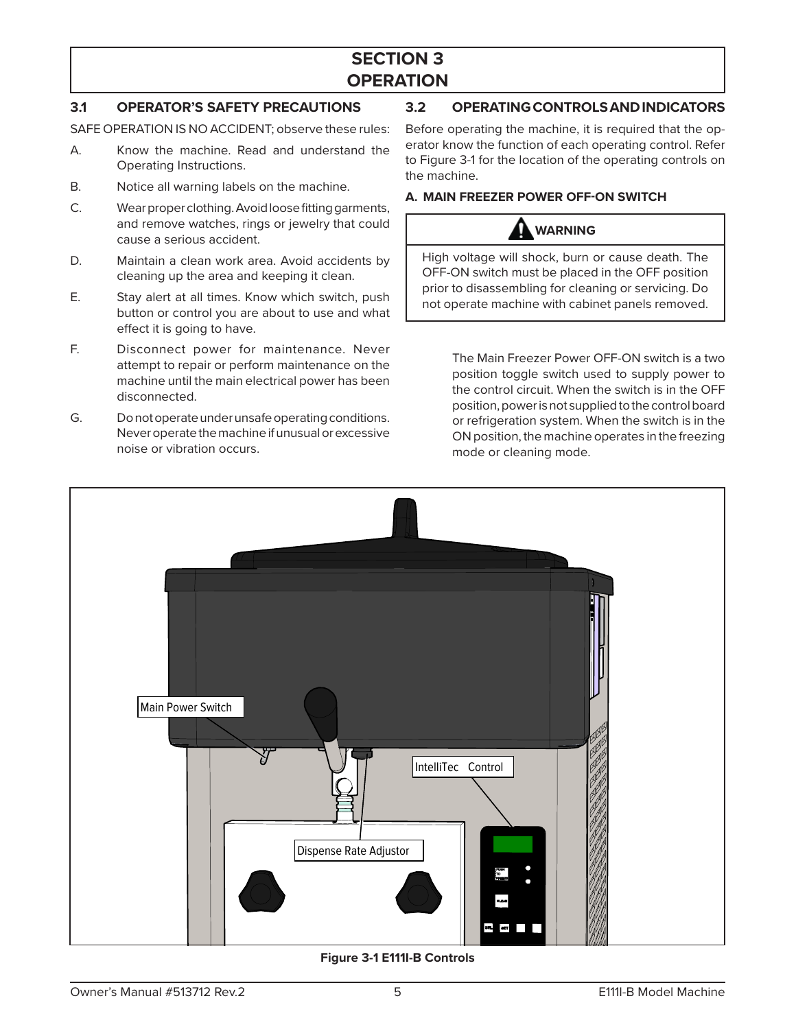# SECTION 3
# OPERATION

## 3.1 OPERATOR'S SAFETY PRECAUTIONS

SAFE OPERATION IS NO ACCIDENT; observe these rules:

A. Know the machine. Read and understand the Operating Instructions.

B. Notice all warning labels on the machine.

C. Wear proper clothing. Avoid loose fitting garments, and remove watches, rings or jewelry that could cause a serious accident.

D. Maintain a clean work area. Avoid accidents by cleaning up the area and keeping it clean.

E. Stay alert at all times. Know which switch, push button or control you are about to use and what effect it is going to have.

F. Disconnect power for maintenance. Never attempt to repair or perform maintenance on the machine until the main electrical power has been disconnected.

G. Do not operate under unsafe operating conditions. Never operate the machine if unusual or excessive noise or vibration occurs.

## 3.2 OPERATING CONTROLS AND INDICATORS

Before operating the machine, it is required that the operator know the function of each operating control. Refer to Figure 3-1 for the location of the operating controls on the machine.

### A. MAIN FREEZER POWER OFF-ON SWITCH

> **WARNING**
>
> High voltage will shock, burn or cause death. The OFF-ON switch must be placed in the OFF position prior to disassembling for cleaning or servicing. Do not operate machine with cabinet panels removed.

The Main Freezer Power OFF-ON switch is a two position toggle switch used to supply power to the control circuit. When the switch is in the OFF position, power is not supplied to the control board or refrigeration system. When the switch is in the ON position, the machine operates in the freezing mode or cleaning mode.

Main Power Switch

IntelliTec Control

Dispense Rate Adjustor

**Figure 3-1 E111I-B Controls**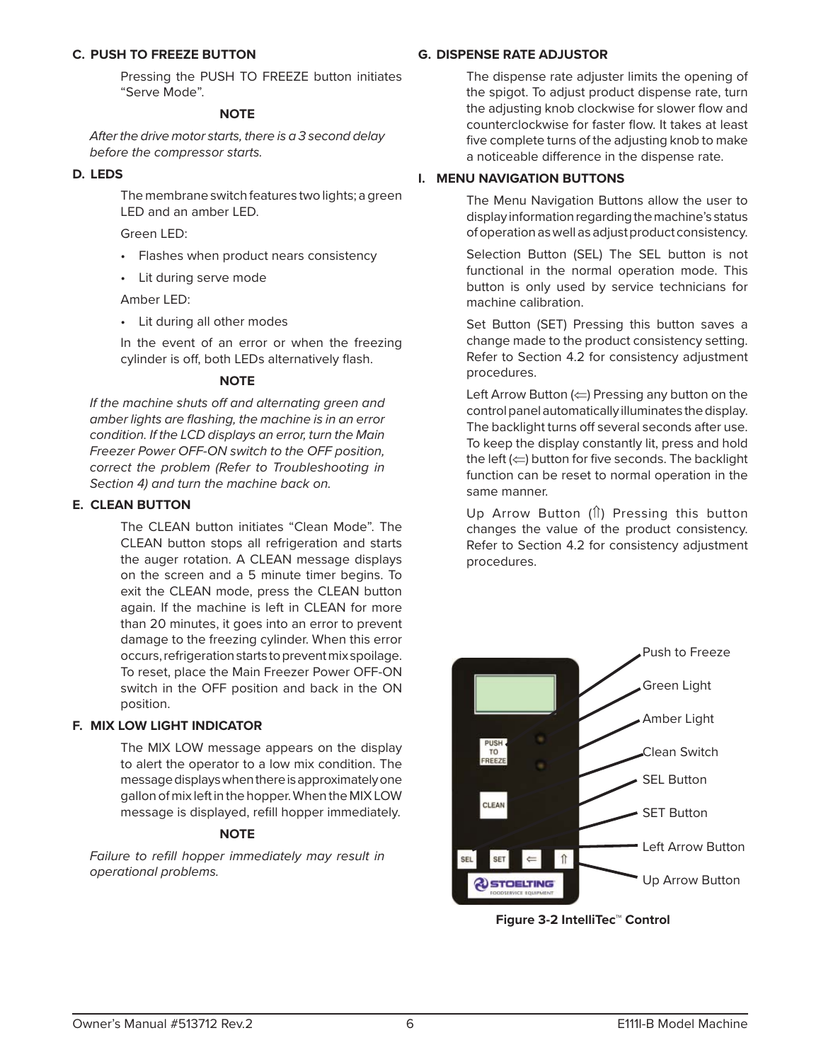### C. PUSH TO FREEZE BUTTON

Pressing the PUSH TO FREEZE button initiates "Serve Mode".

**NOTE**

*After the drive motor starts, there is a 3 second delay before the compressor starts.*

### D. LEDS

The membrane switch features two lights; a green LED and an amber LED.

Green LED:

- Flashes when product nears consistency
- Lit during serve mode

Amber LED:

- Lit during all other modes

In the event of an error or when the freezing cylinder is off, both LEDs alternatively flash.

**NOTE**

*If the machine shuts off and alternating green and amber lights are flashing, the machine is in an error condition. If the LCD displays an error, turn the Main Freezer Power OFF-ON switch to the OFF position, correct the problem (Refer to Troubleshooting in Section 4) and turn the machine back on.*

### E. CLEAN BUTTON

The CLEAN button initiates "Clean Mode". The CLEAN button stops all refrigeration and starts the auger rotation. A CLEAN message displays on the screen and a 5 minute timer begins. To exit the CLEAN mode, press the CLEAN button again. If the machine is left in CLEAN for more than 20 minutes, it goes into an error to prevent damage to the freezing cylinder. When this error occurs, refrigeration starts to prevent mix spoilage. To reset, place the Main Freezer Power OFF-ON switch in the OFF position and back in the ON position.

### F. MIX LOW LIGHT INDICATOR

The MIX LOW message appears on the display to alert the operator to a low mix condition. The message displays when there is approximately one gallon of mix left in the hopper. When the MIX LOW message is displayed, refill hopper immediately.

**NOTE**

*Failure to refill hopper immediately may result in operational problems.*

### G. DISPENSE RATE ADJUSTOR

The dispense rate adjuster limits the opening of the spigot. To adjust product dispense rate, turn the adjusting knob clockwise for slower flow and counterclockwise for faster flow. It takes at least five complete turns of the adjusting knob to make a noticeable difference in the dispense rate.

### I. MENU NAVIGATION BUTTONS

The Menu Navigation Buttons allow the user to display information regarding the machine's status of operation as well as adjust product consistency.

Selection Button (SEL) The SEL button is not functional in the normal operation mode. This button is only used by service technicians for machine calibration.

Set Button (SET) Pressing this button saves a change made to the product consistency setting. Refer to Section 4.2 for consistency adjustment procedures.

Left Arrow Button (⇐) Pressing any button on the control panel automatically illuminates the display. The backlight turns off several seconds after use. To keep the display constantly lit, press and hold the left (⇐) button for five seconds. The backlight function can be reset to normal operation in the same manner.

Up Arrow Button (⇑) Pressing this button changes the value of the product consistency. Refer to Section 4.2 for consistency adjustment procedures.

Push to Freeze
Green Light
Amber Light
Clean Switch
SEL Button
SET Button
Left Arrow Button
Up Arrow Button

**Figure 3-2 IntelliTec™ Control**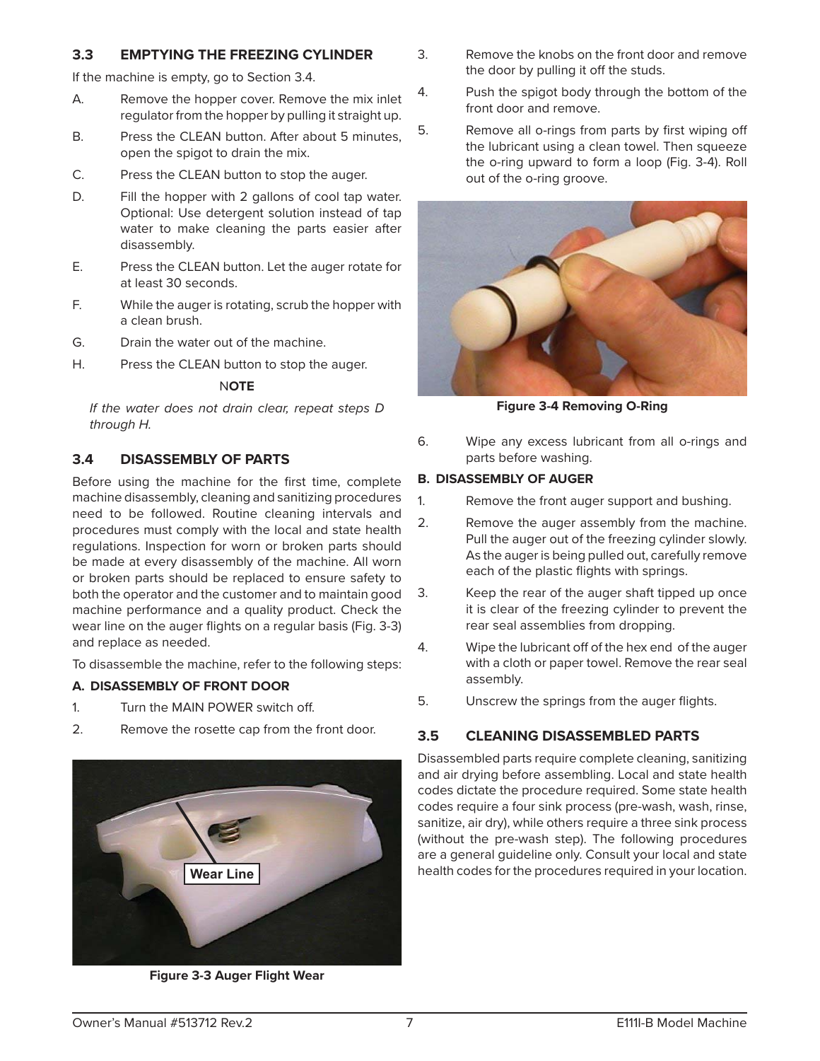## 3.3 EMPTYING THE FREEZING CYLINDER

If the machine is empty, go to Section 3.4.

A. Remove the hopper cover. Remove the mix inlet regulator from the hopper by pulling it straight up.

B. Press the CLEAN button. After about 5 minutes, open the spigot to drain the mix.

C. Press the CLEAN button to stop the auger.

D. Fill the hopper with 2 gallons of cool tap water. Optional: Use detergent solution instead of tap water to make cleaning the parts easier after disassembly.

E. Press the CLEAN button. Let the auger rotate for at least 30 seconds.

F. While the auger is rotating, scrub the hopper with a clean brush.

G. Drain the water out of the machine.

H. Press the CLEAN button to stop the auger.

**NOTE**

*If the water does not drain clear, repeat steps D through H.*

## 3.4 DISASSEMBLY OF PARTS

Before using the machine for the first time, complete machine disassembly, cleaning and sanitizing procedures need to be followed. Routine cleaning intervals and procedures must comply with the local and state health regulations. Inspection for worn or broken parts should be made at every disassembly of the machine. All worn or broken parts should be replaced to ensure safety to both the operator and the customer and to maintain good machine performance and a quality product. Check the wear line on the auger flights on a regular basis (Fig. 3-3) and replace as needed.

To disassemble the machine, refer to the following steps:

### A. DISASSEMBLY OF FRONT DOOR

1. Turn the MAIN POWER switch off.
2. Remove the rosette cap from the front door.

Wear Line

**Figure 3-3 Auger Flight Wear**

3. Remove the knobs on the front door and remove the door by pulling it off the studs.
4. Push the spigot body through the bottom of the front door and remove.
5. Remove all o-rings from parts by first wiping off the lubricant using a clean towel. Then squeeze the o-ring upward to form a loop (Fig. 3-4). Roll out of the o-ring groove.

**Figure 3-4 Removing O-Ring**

6. Wipe any excess lubricant from all o-rings and parts before washing.

### B. DISASSEMBLY OF AUGER

1. Remove the front auger support and bushing.
2. Remove the auger assembly from the machine. Pull the auger out of the freezing cylinder slowly. As the auger is being pulled out, carefully remove each of the plastic flights with springs.
3. Keep the rear of the auger shaft tipped up once it is clear of the freezing cylinder to prevent the rear seal assemblies from dropping.
4. Wipe the lubricant off of the hex end of the auger with a cloth or paper towel. Remove the rear seal assembly.
5. Unscrew the springs from the auger flights.

## 3.5 CLEANING DISASSEMBLED PARTS

Disassembled parts require complete cleaning, sanitizing and air drying before assembling. Local and state health codes dictate the procedure required. Some state health codes require a four sink process (pre-wash, wash, rinse, sanitize, air dry), while others require a three sink process (without the pre-wash step). The following procedures are a general guideline only. Consult your local and state health codes for the procedures required in your location.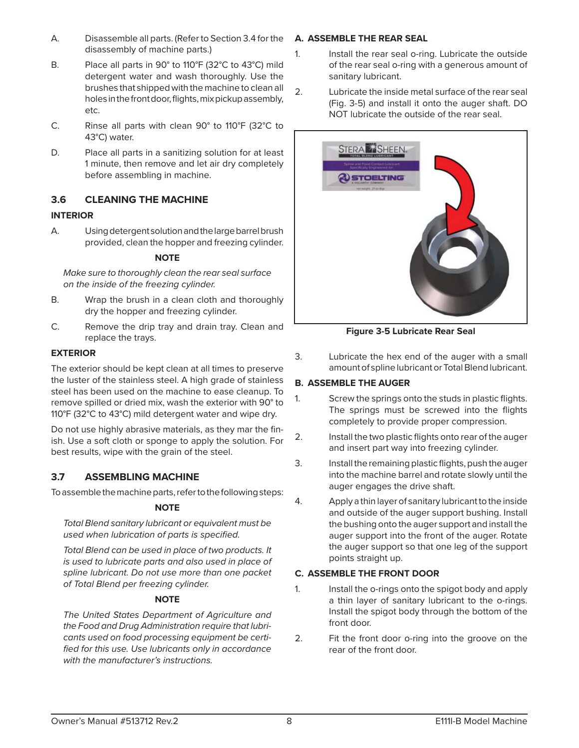A. Disassemble all parts. (Refer to Section 3.4 for the disassembly of machine parts.)

B. Place all parts in 90° to 110°F (32°C to 43°C) mild detergent water and wash thoroughly. Use the brushes that shipped with the machine to clean all holes in the front door, flights, mix pickup assembly, etc.

C. Rinse all parts with clean 90° to 110°F (32°C to 43°C) water.

D. Place all parts in a sanitizing solution for at least 1 minute, then remove and let air dry completely before assembling in machine.

## 3.6 CLEANING THE MACHINE

### INTERIOR

A. Using detergent solution and the large barrel brush provided, clean the hopper and freezing cylinder.

**NOTE**

*Make sure to thoroughly clean the rear seal surface on the inside of the freezing cylinder.*

B. Wrap the brush in a clean cloth and thoroughly dry the hopper and freezing cylinder.

C. Remove the drip tray and drain tray. Clean and replace the trays.

### EXTERIOR

The exterior should be kept clean at all times to preserve the luster of the stainless steel. A high grade of stainless steel has been used on the machine to ease cleanup. To remove spilled or dried mix, wash the exterior with 90° to 110°F (32°C to 43°C) mild detergent water and wipe dry.

Do not use highly abrasive materials, as they mar the finish. Use a soft cloth or sponge to apply the solution. For best results, wipe with the grain of the steel.

## 3.7 ASSEMBLING MACHINE

To assemble the machine parts, refer to the following steps:

**NOTE**

*Total Blend sanitary lubricant or equivalent must be used when lubrication of parts is specified.*

*Total Blend can be used in place of two products. It is used to lubricate parts and also used in place of spline lubricant. Do not use more than one packet of Total Blend per freezing cylinder.*

**NOTE**

*The United States Department of Agriculture and the Food and Drug Administration require that lubricants used on food processing equipment be certified for this use. Use lubricants only in accordance with the manufacturer's instructions.*

### A. ASSEMBLE THE REAR SEAL

1. Install the rear seal o-ring. Lubricate the outside of the rear seal o-ring with a generous amount of sanitary lubricant.

2. Lubricate the inside metal surface of the rear seal (Fig. 3-5) and install it onto the auger shaft. DO NOT lubricate the outside of the rear seal.

**Figure 3-5 Lubricate Rear Seal**

3. Lubricate the hex end of the auger with a small amount of spline lubricant or Total Blend lubricant.

### B. ASSEMBLE THE AUGER

1. Screw the springs onto the studs in plastic flights. The springs must be screwed into the flights completely to provide proper compression.

2. Install the two plastic flights onto rear of the auger and insert part way into freezing cylinder.

3. Install the remaining plastic flights, push the auger into the machine barrel and rotate slowly until the auger engages the drive shaft.

4. Apply a thin layer of sanitary lubricant to the inside and outside of the auger support bushing. Install the bushing onto the auger support and install the auger support into the front of the auger. Rotate the auger support so that one leg of the support points straight up.

### C. ASSEMBLE THE FRONT DOOR

1. Install the o-rings onto the spigot body and apply a thin layer of sanitary lubricant to the o-rings. Install the spigot body through the bottom of the front door.

2. Fit the front door o-ring into the groove on the rear of the front door.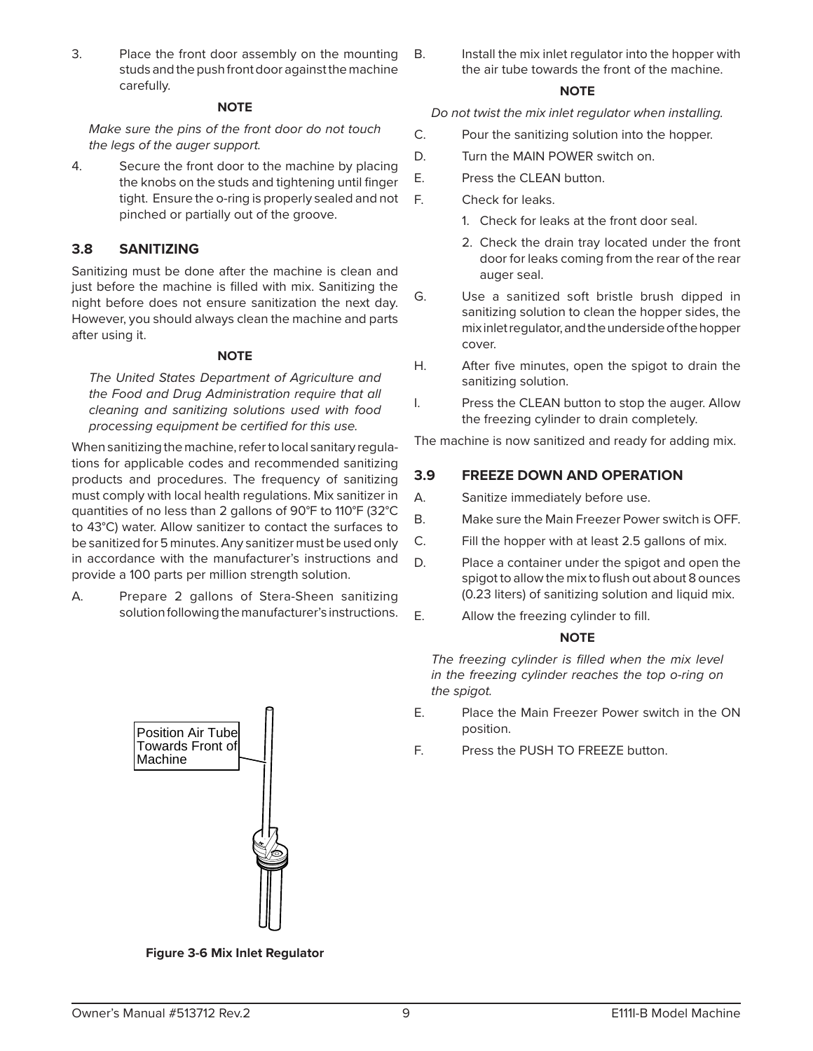3. Place the front door assembly on the mounting studs and the push front door against the machine carefully.

**NOTE**

*Make sure the pins of the front door do not touch the legs of the auger support.*

4. Secure the front door to the machine by placing the knobs on the studs and tightening until finger tight. Ensure the o-ring is properly sealed and not pinched or partially out of the groove.

## 3.8 SANITIZING

Sanitizing must be done after the machine is clean and just before the machine is filled with mix. Sanitizing the night before does not ensure sanitization the next day. However, you should always clean the machine and parts after using it.

**NOTE**

*The United States Department of Agriculture and the Food and Drug Administration require that all cleaning and sanitizing solutions used with food processing equipment be certified for this use.*

When sanitizing the machine, refer to local sanitary regulations for applicable codes and recommended sanitizing products and procedures. The frequency of sanitizing must comply with local health regulations. Mix sanitizer in quantities of no less than 2 gallons of 90°F to 110°F (32°C to 43°C) water. Allow sanitizer to contact the surfaces to be sanitized for 5 minutes. Any sanitizer must be used only in accordance with the manufacturer's instructions and provide a 100 parts per million strength solution.

A. Prepare 2 gallons of Stera-Sheen sanitizing solution following the manufacturer's instructions.

Position Air Tube Towards Front of Machine

**Figure 3-6 Mix Inlet Regulator**

B. Install the mix inlet regulator into the hopper with the air tube towards the front of the machine.

**NOTE**

*Do not twist the mix inlet regulator when installing.*

C. Pour the sanitizing solution into the hopper.

D. Turn the MAIN POWER switch on.

E. Press the CLEAN button.

F. Check for leaks.

   1. Check for leaks at the front door seal.
   2. Check the drain tray located under the front door for leaks coming from the rear of the rear auger seal.

G. Use a sanitized soft bristle brush dipped in sanitizing solution to clean the hopper sides, the mix inlet regulator, and the underside of the hopper cover.

H. After five minutes, open the spigot to drain the sanitizing solution.

I. Press the CLEAN button to stop the auger. Allow the freezing cylinder to drain completely.

The machine is now sanitized and ready for adding mix.

## 3.9 FREEZE DOWN AND OPERATION

A. Sanitize immediately before use.

B. Make sure the Main Freezer Power switch is OFF.

C. Fill the hopper with at least 2.5 gallons of mix.

D. Place a container under the spigot and open the spigot to allow the mix to flush out about 8 ounces (0.23 liters) of sanitizing solution and liquid mix.

E. Allow the freezing cylinder to fill.

**NOTE**

*The freezing cylinder is filled when the mix level in the freezing cylinder reaches the top o-ring on the spigot.*

E. Place the Main Freezer Power switch in the ON position.

F. Press the PUSH TO FREEZE button.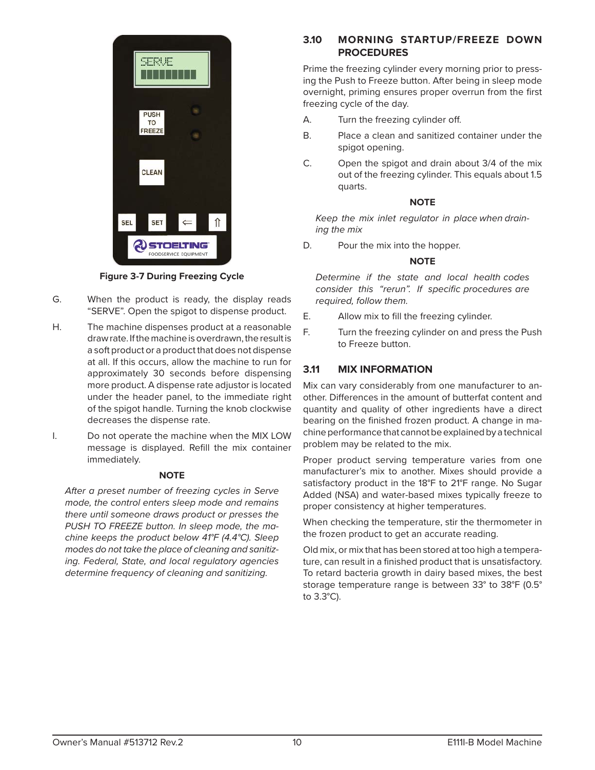Figure 3-7 During Freezing Cycle

G. When the product is ready, the display reads "SERVE". Open the spigot to dispense product.

H. The machine dispenses product at a reasonable draw rate. If the machine is overdrawn, the result is a soft product or a product that does not dispense at all. If this occurs, allow the machine to run for approximately 30 seconds before dispensing more product. A dispense rate adjustor is located under the header panel, to the immediate right of the spigot handle. Turning the knob clockwise decreases the dispense rate.

I. Do not operate the machine when the MIX LOW message is displayed. Refill the mix container immediately.

**NOTE**

*After a preset number of freezing cycles in Serve mode, the control enters sleep mode and remains there until someone draws product or presses the PUSH TO FREEZE button. In sleep mode, the machine keeps the product below 41°F (4.4°C). Sleep modes do not take the place of cleaning and sanitizing. Federal, State, and local regulatory agencies determine frequency of cleaning and sanitizing.*

### 3.10 MORNING STARTUP/FREEZE DOWN PROCEDURES

Prime the freezing cylinder every morning prior to pressing the Push to Freeze button. After being in sleep mode overnight, priming ensures proper overrun from the first freezing cycle of the day.

A. Turn the freezing cylinder off.

B. Place a clean and sanitized container under the spigot opening.

C. Open the spigot and drain about 3/4 of the mix out of the freezing cylinder. This equals about 1.5 quarts.

**NOTE**

*Keep the mix inlet regulator in place when draining the mix*

D. Pour the mix into the hopper.

**NOTE**

*Determine if the state and local health codes consider this "rerun". If specific procedures are required, follow them.*

E. Allow mix to fill the freezing cylinder.

F. Turn the freezing cylinder on and press the Push to Freeze button.

### 3.11 MIX INFORMATION

Mix can vary considerably from one manufacturer to another. Differences in the amount of butterfat content and quantity and quality of other ingredients have a direct bearing on the finished frozen product. A change in machine performance that cannot be explained by a technical problem may be related to the mix.

Proper product serving temperature varies from one manufacturer's mix to another. Mixes should provide a satisfactory product in the 18°F to 21°F range. No Sugar Added (NSA) and water-based mixes typically freeze to proper consistency at higher temperatures.

When checking the temperature, stir the thermometer in the frozen product to get an accurate reading.

Old mix, or mix that has been stored at too high a temperature, can result in a finished product that is unsatisfactory. To retard bacteria growth in dairy based mixes, the best storage temperature range is between 33° to 38°F (0.5° to 3.3°C).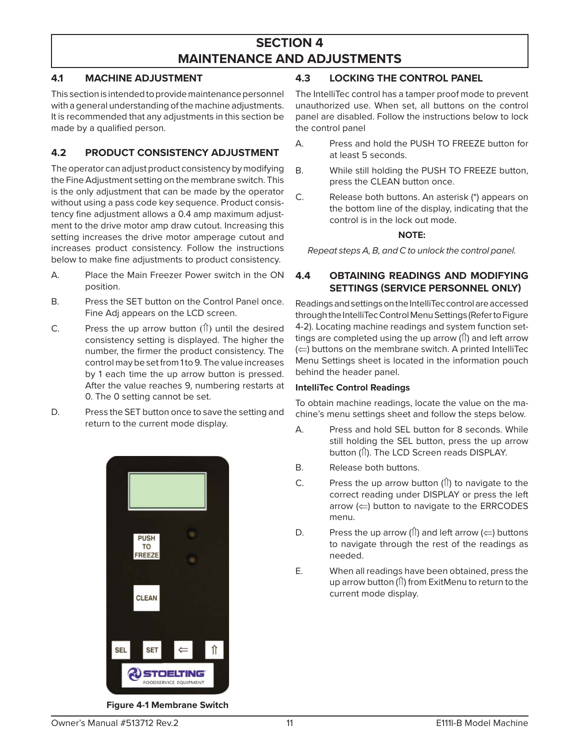# SECTION 4
# MAINTENANCE AND ADJUSTMENTS

## 4.1 MACHINE ADJUSTMENT

This section is intended to provide maintenance personnel with a general understanding of the machine adjustments. It is recommended that any adjustments in this section be made by a qualified person.

## 4.2 PRODUCT CONSISTENCY ADJUSTMENT

The operator can adjust product consistency by modifying the Fine Adjustment setting on the membrane switch. This is the only adjustment that can be made by the operator without using a pass code key sequence. Product consistency fine adjustment allows a 0.4 amp maximum adjustment to the drive motor amp draw cutout. Increasing this setting increases the drive motor amperage cutout and increases product consistency. Follow the instructions below to make fine adjustments to product consistency.

A. Place the Main Freezer Power switch in the ON position.

B. Press the SET button on the Control Panel once. Fine Adj appears on the LCD screen.

C. Press the up arrow button (⇑) until the desired consistency setting is displayed. The higher the number, the firmer the product consistency. The control may be set from 1 to 9. The value increases by 1 each time the up arrow button is pressed. After the value reaches 9, numbering restarts at 0. The 0 setting cannot be set.

D. Press the SET button once to save the setting and return to the current mode display.

**Figure 4-1 Membrane Switch**

## 4.3 LOCKING THE CONTROL PANEL

The IntelliTec control has a tamper proof mode to prevent unauthorized use. When set, all buttons on the control panel are disabled. Follow the instructions below to lock the control panel

A. Press and hold the PUSH TO FREEZE button for at least 5 seconds.

B. While still holding the PUSH TO FREEZE button, press the CLEAN button once.

C. Release both buttons. An asterisk (*) appears on the bottom line of the display, indicating that the control is in the lock out mode.

**NOTE:**

*Repeat steps A, B, and C to unlock the control panel.*

## 4.4 OBTAINING READINGS AND MODIFYING SETTINGS (SERVICE PERSONNEL ONLY)

Readings and settings on the IntelliTec control are accessed through the IntelliTec Control Menu Settings (Refer to Figure 4-2). Locating machine readings and system function settings are completed using the up arrow (⇑) and left arrow (⇐) buttons on the membrane switch. A printed IntelliTec Menu Settings sheet is located in the information pouch behind the header panel.

**IntelliTec Control Readings**

To obtain machine readings, locate the value on the machine's menu settings sheet and follow the steps below.

A. Press and hold SEL button for 8 seconds. While still holding the SEL button, press the up arrow button (⇑). The LCD Screen reads DISPLAY.

B. Release both buttons.

C. Press the up arrow button (⇑) to navigate to the correct reading under DISPLAY or press the left arrow (⇐) button to navigate to the ERRCODES menu.

D. Press the up arrow (⇑) and left arrow (⇐) buttons to navigate through the rest of the readings as needed.

E. When all readings have been obtained, press the up arrow button (⇑) from ExitMenu to return to the current mode display.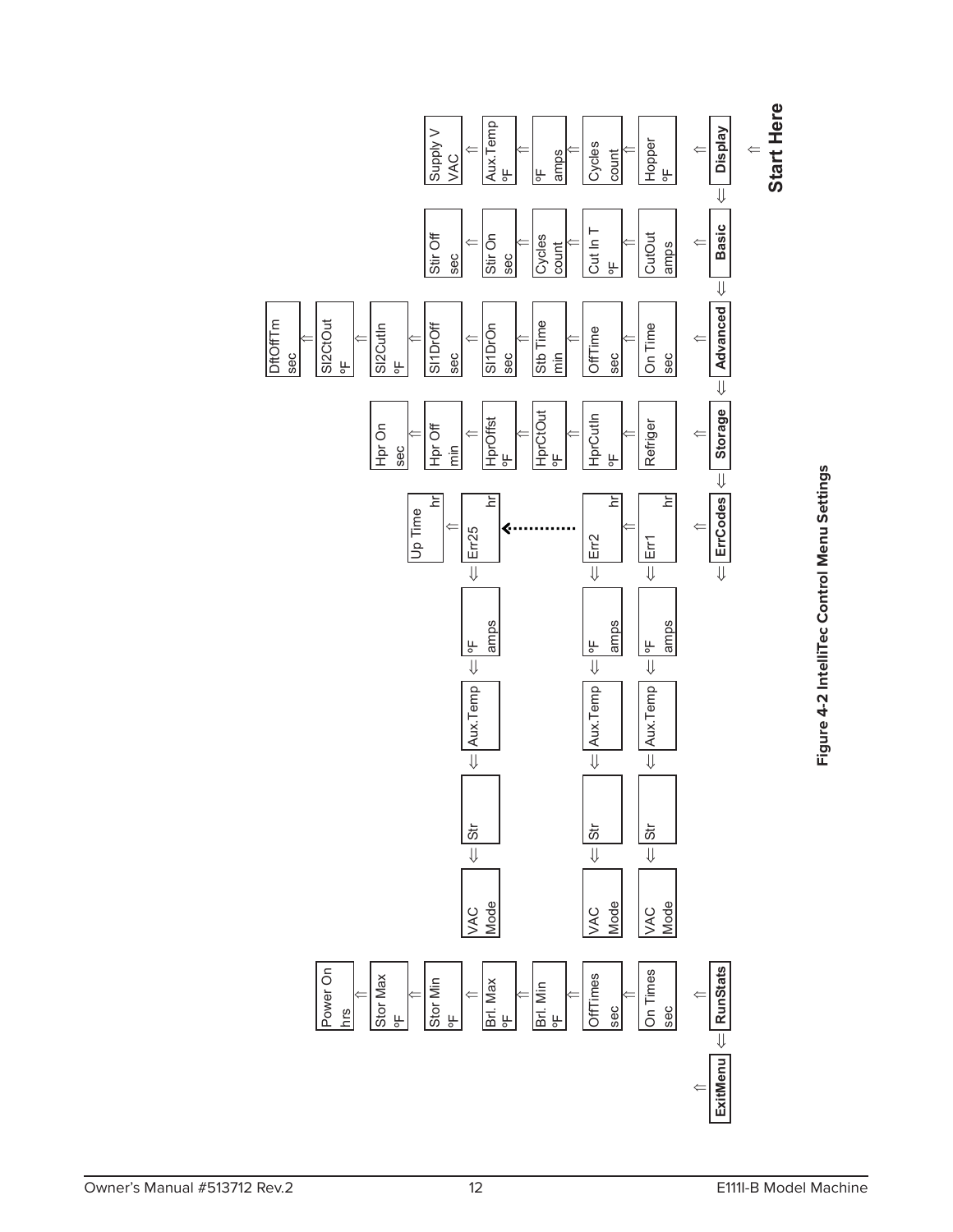**Start Here**

| Display | Basic | Advanced | Storage | ErrCodes | RunStats | ExitMenu |
|---|---|---|---|---|---|---|
| Hopper °F | CutOut amps | On Time sec | Refriger | Err1 hr ⇒ Aux.Temp ⇒ °F amps ⇒ Str ⇒ VAC Mode | On Times sec | |
| Cycles count | Cut In T °F | OffTime sec | HprCutIn °F | Err2 hr ⇒ Aux.Temp ⇒ °F amps ⇒ Str ⇒ VAC Mode | OffTimes sec | |
| °F amps | Cycles count | Stb Time min | HprCtOut °F | ⋮ | Brl. Min °F | |
| Aux.Temp °F | Stir On sec | Sl1DrOn sec | HprOffst °F | Err25 hr ⇒ Aux.Temp ⇒ °F amps ⇒ Str ⇒ VAC Mode | Brl. Max °F | |
| Supply V VAC | Stir Off sec | Sl1DrOff sec | Hpr Off min | Up Time hr | Stor Min °F | |
| | | Sl2CutIn °F | Hpr On sec | | Stor Max °F | |
| | | Sl2CtOut °F | | | Power On hrs | |
| | | DftOffTm sec | | | | |

**Figure 4-2 IntelliTec Control Menu Settings**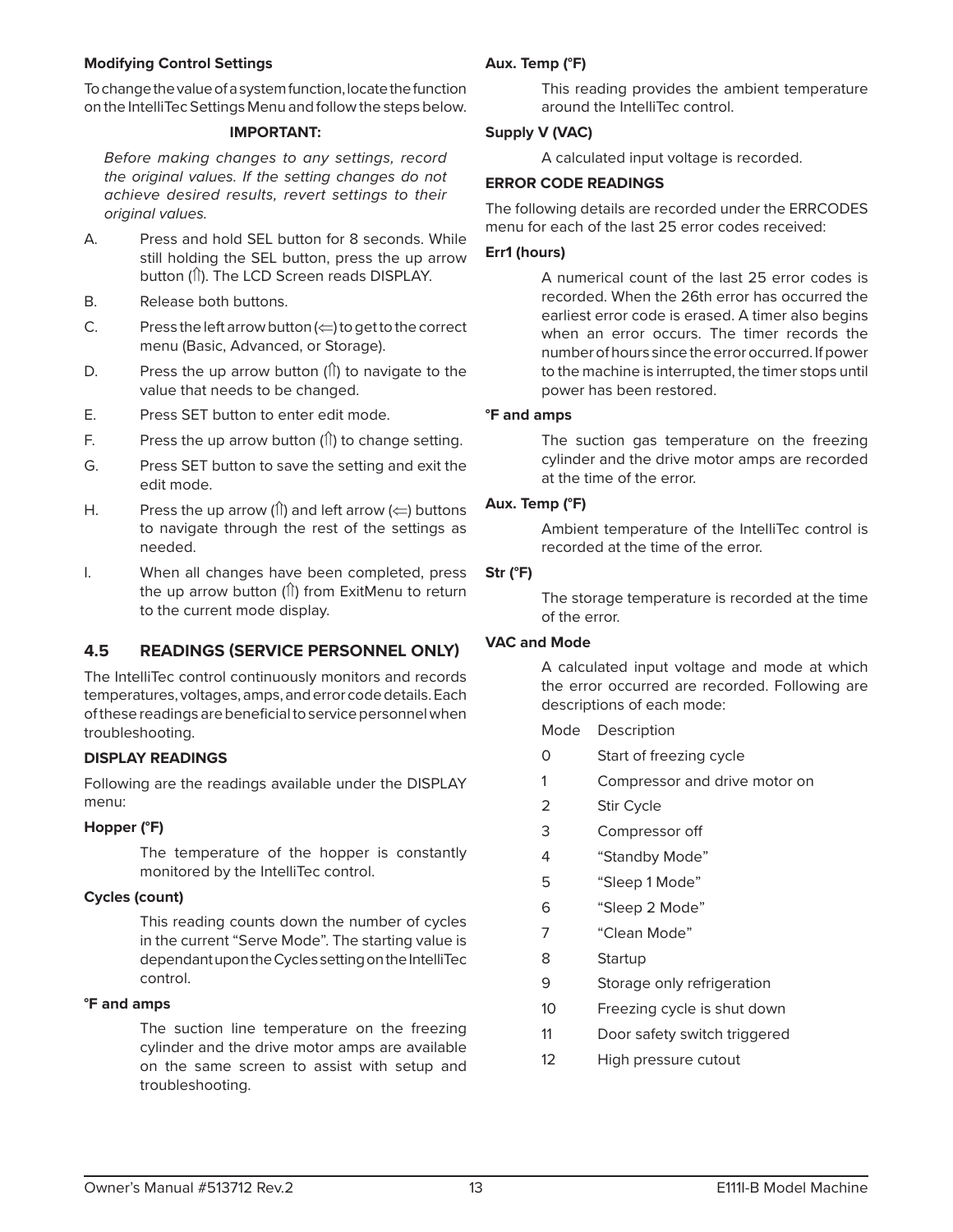**Modifying Control Settings**

To change the value of a system function, locate the function on the IntelliTec Settings Menu and follow the steps below.

**IMPORTANT:**

*Before making changes to any settings, record the original values. If the setting changes do not achieve desired results, revert settings to their original values.*

A. Press and hold SEL button for 8 seconds. While still holding the SEL button, press the up arrow button (⇑). The LCD Screen reads DISPLAY.

B. Release both buttons.

C. Press the left arrow button (⇐) to get to the correct menu (Basic, Advanced, or Storage).

D. Press the up arrow button (⇑) to navigate to the value that needs to be changed.

E. Press SET button to enter edit mode.

F. Press the up arrow button (⇑) to change setting.

G. Press SET button to save the setting and exit the edit mode.

H. Press the up arrow (⇑) and left arrow (⇐) buttons to navigate through the rest of the settings as needed.

I. When all changes have been completed, press the up arrow button (⇑) from ExitMenu to return to the current mode display.

## 4.5 READINGS (SERVICE PERSONNEL ONLY)

The IntelliTec control continuously monitors and records temperatures, voltages, amps, and error code details. Each of these readings are beneficial to service personnel when troubleshooting.

**DISPLAY READINGS**

Following are the readings available under the DISPLAY menu:

**Hopper (°F)**

The temperature of the hopper is constantly monitored by the IntelliTec control.

**Cycles (count)**

This reading counts down the number of cycles in the current "Serve Mode". The starting value is dependant upon the Cycles setting on the IntelliTec control.

**°F and amps**

The suction line temperature on the freezing cylinder and the drive motor amps are available on the same screen to assist with setup and troubleshooting.

**Aux. Temp (°F)**

This reading provides the ambient temperature around the IntelliTec control.

**Supply V (VAC)**

A calculated input voltage is recorded.

**ERROR CODE READINGS**

The following details are recorded under the ERRCODES menu for each of the last 25 error codes received:

**Err1 (hours)**

A numerical count of the last 25 error codes is recorded. When the 26th error has occurred the earliest error code is erased. A timer also begins when an error occurs. The timer records the number of hours since the error occurred. If power to the machine is interrupted, the timer stops until power has been restored.

**°F and amps**

The suction gas temperature on the freezing cylinder and the drive motor amps are recorded at the time of the error.

**Aux. Temp (°F)**

Ambient temperature of the IntelliTec control is recorded at the time of the error.

**Str (°F)**

The storage temperature is recorded at the time of the error.

**VAC and Mode**

A calculated input voltage and mode at which the error occurred are recorded. Following are descriptions of each mode:

| Mode | Description |
|---|---|
| 0 | Start of freezing cycle |
| 1 | Compressor and drive motor on |
| 2 | Stir Cycle |
| 3 | Compressor off |
| 4 | "Standby Mode" |
| 5 | "Sleep 1 Mode" |
| 6 | "Sleep 2 Mode" |
| 7 | "Clean Mode" |
| 8 | Startup |
| 9 | Storage only refrigeration |
| 10 | Freezing cycle is shut down |
| 11 | Door safety switch triggered |
| 12 | High pressure cutout |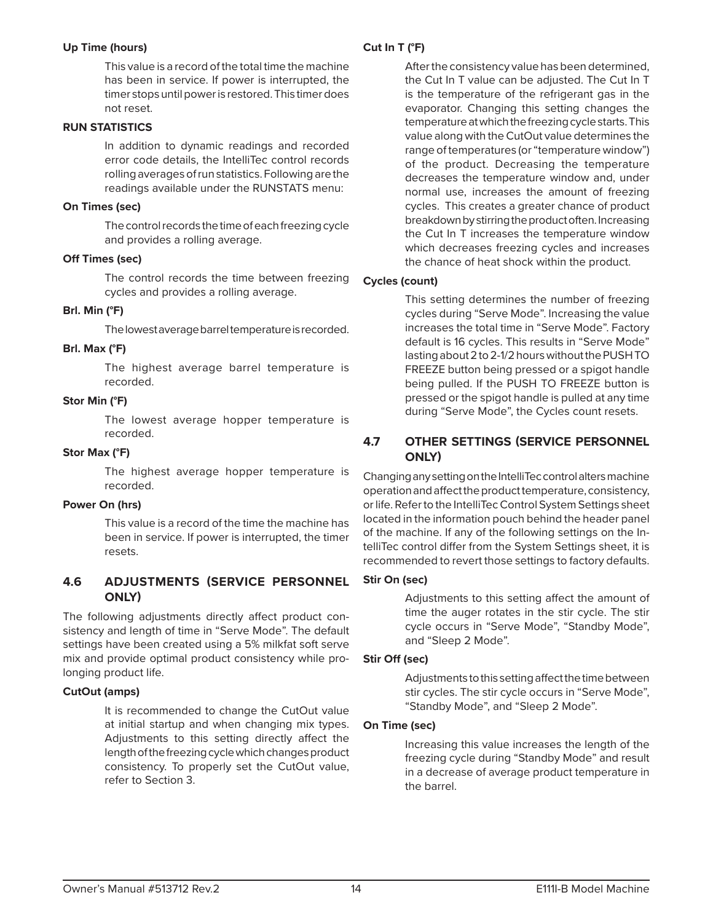**Up Time (hours)**

This value is a record of the total time the machine has been in service. If power is interrupted, the timer stops until power is restored. This timer does not reset.

**RUN STATISTICS**

In addition to dynamic readings and recorded error code details, the IntelliTec control records rolling averages of run statistics. Following are the readings available under the RUNSTATS menu:

**On Times (sec)**

The control records the time of each freezing cycle and provides a rolling average.

**Off Times (sec)**

The control records the time between freezing cycles and provides a rolling average.

**Brl. Min (°F)**

The lowest average barrel temperature is recorded.

**Brl. Max (°F)**

The highest average barrel temperature is recorded.

**Stor Min (°F)**

The lowest average hopper temperature is recorded.

**Stor Max (°F)**

The highest average hopper temperature is recorded.

**Power On (hrs)**

This value is a record of the time the machine has been in service. If power is interrupted, the timer resets.

## 4.6 ADJUSTMENTS (SERVICE PERSONNEL ONLY)

The following adjustments directly affect product consistency and length of time in "Serve Mode". The default settings have been created using a 5% milkfat soft serve mix and provide optimal product consistency while prolonging product life.

**CutOut (amps)**

It is recommended to change the CutOut value at initial startup and when changing mix types. Adjustments to this setting directly affect the length of the freezing cycle which changes product consistency. To properly set the CutOut value, refer to Section 3.

**Cut In T (°F)**

After the consistency value has been determined, the Cut In T value can be adjusted. The Cut In T is the temperature of the refrigerant gas in the evaporator. Changing this setting changes the temperature at which the freezing cycle starts. This value along with the CutOut value determines the range of temperatures (or "temperature window") of the product. Decreasing the temperature decreases the temperature window and, under normal use, increases the amount of freezing cycles. This creates a greater chance of product breakdown by stirring the product often. Increasing the Cut In T increases the temperature window which decreases freezing cycles and increases the chance of heat shock within the product.

**Cycles (count)**

This setting determines the number of freezing cycles during "Serve Mode". Increasing the value increases the total time in "Serve Mode". Factory default is 16 cycles. This results in "Serve Mode" lasting about 2 to 2-1/2 hours without the PUSH TO FREEZE button being pressed or a spigot handle being pulled. If the PUSH TO FREEZE button is pressed or the spigot handle is pulled at any time during "Serve Mode", the Cycles count resets.

## 4.7 OTHER SETTINGS (SERVICE PERSONNEL ONLY)

Changing any setting on the IntelliTec control alters machine operation and affect the product temperature, consistency, or life. Refer to the IntelliTec Control System Settings sheet located in the information pouch behind the header panel of the machine. If any of the following settings on the IntelliTec control differ from the System Settings sheet, it is recommended to revert those settings to factory defaults.

**Stir On (sec)**

Adjustments to this setting affect the amount of time the auger rotates in the stir cycle. The stir cycle occurs in "Serve Mode", "Standby Mode", and "Sleep 2 Mode".

**Stir Off (sec)**

Adjustments to this setting affect the time between stir cycles. The stir cycle occurs in "Serve Mode", "Standby Mode", and "Sleep 2 Mode".

**On Time (sec)**

Increasing this value increases the length of the freezing cycle during "Standby Mode" and result in a decrease of average product temperature in the barrel.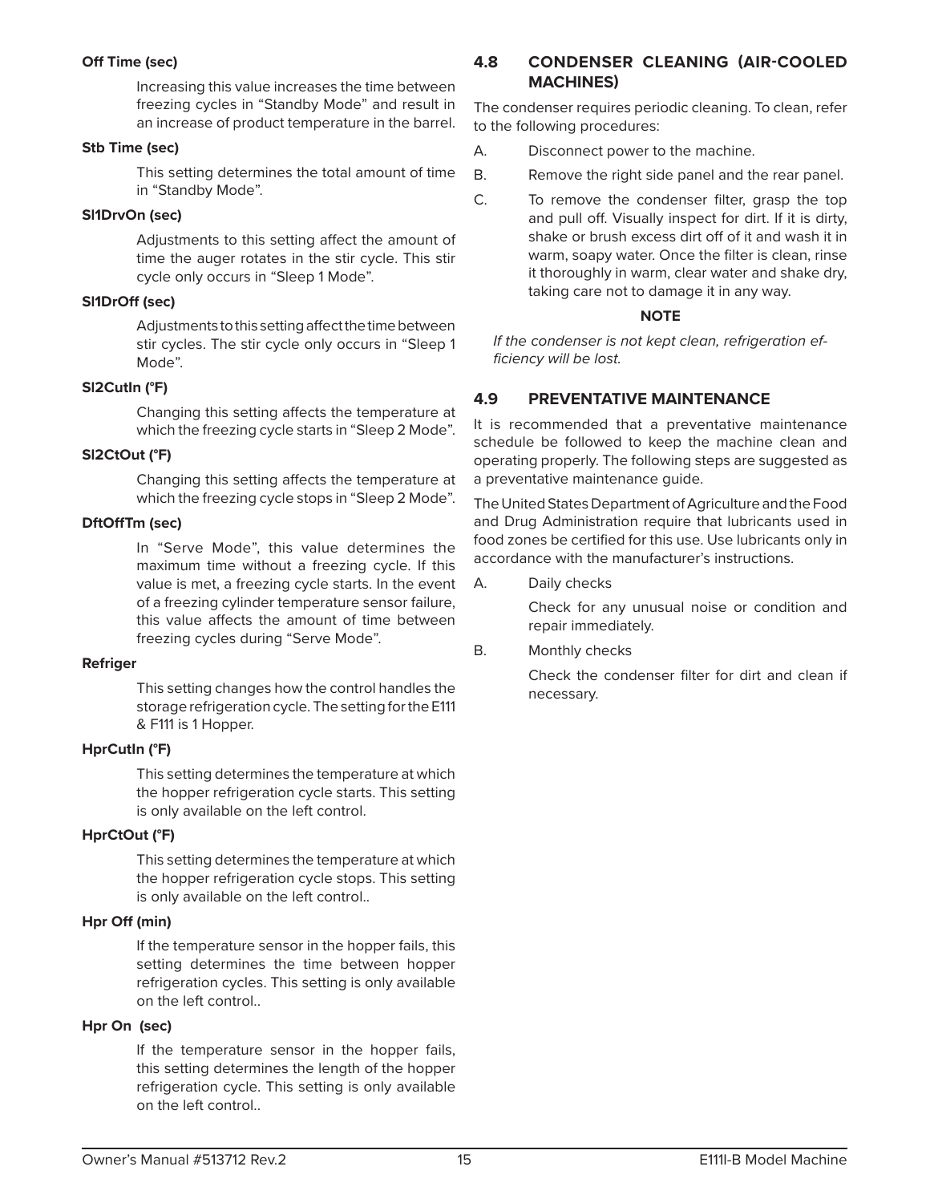**Off Time (sec)**

Increasing this value increases the time between freezing cycles in “Standby Mode” and result in an increase of product temperature in the barrel.

**Stb Time (sec)**

This setting determines the total amount of time in “Standby Mode”.

**Sl1DrvOn (sec)**

Adjustments to this setting affect the amount of time the auger rotates in the stir cycle. This stir cycle only occurs in “Sleep 1 Mode”.

**Sl1DrOff (sec)**

Adjustments to this setting affect the time between stir cycles. The stir cycle only occurs in “Sleep 1 Mode”.

**Sl2CutIn (°F)**

Changing this setting affects the temperature at which the freezing cycle starts in “Sleep 2 Mode”.

**Sl2CtOut (°F)**

Changing this setting affects the temperature at which the freezing cycle stops in “Sleep 2 Mode”.

**DftOffTm (sec)**

In “Serve Mode”, this value determines the maximum time without a freezing cycle. If this value is met, a freezing cycle starts. In the event of a freezing cylinder temperature sensor failure, this value affects the amount of time between freezing cycles during “Serve Mode”.

**Refriger**

This setting changes how the control handles the storage refrigeration cycle. The setting for the E111 & F111 is 1 Hopper.

**HprCutIn (°F)**

This setting determines the temperature at which the hopper refrigeration cycle starts. This setting is only available on the left control.

**HprCtOut (°F)**

This setting determines the temperature at which the hopper refrigeration cycle stops. This setting is only available on the left control..

**Hpr Off (min)**

If the temperature sensor in the hopper fails, this setting determines the time between hopper refrigeration cycles. This setting is only available on the left control..

**Hpr On (sec)**

If the temperature sensor in the hopper fails, this setting determines the length of the hopper refrigeration cycle. This setting is only available on the left control..

## 4.8 CONDENSER CLEANING (AIR-COOLED MACHINES)

The condenser requires periodic cleaning. To clean, refer to the following procedures:

A. Disconnect power to the machine.

B. Remove the right side panel and the rear panel.

C. To remove the condenser filter, grasp the top and pull off. Visually inspect for dirt. If it is dirty, shake or brush excess dirt off of it and wash it in warm, soapy water. Once the filter is clean, rinse it thoroughly in warm, clear water and shake dry, taking care not to damage it in any way.

**NOTE**

*If the condenser is not kept clean, refrigeration efficiency will be lost.*

## 4.9 PREVENTATIVE MAINTENANCE

It is recommended that a preventative maintenance schedule be followed to keep the machine clean and operating properly. The following steps are suggested as a preventative maintenance guide.

The United States Department of Agriculture and the Food and Drug Administration require that lubricants used in food zones be certified for this use. Use lubricants only in accordance with the manufacturer’s instructions.

A. Daily checks

Check for any unusual noise or condition and repair immediately.

B. Monthly checks

Check the condenser filter for dirt and clean if necessary.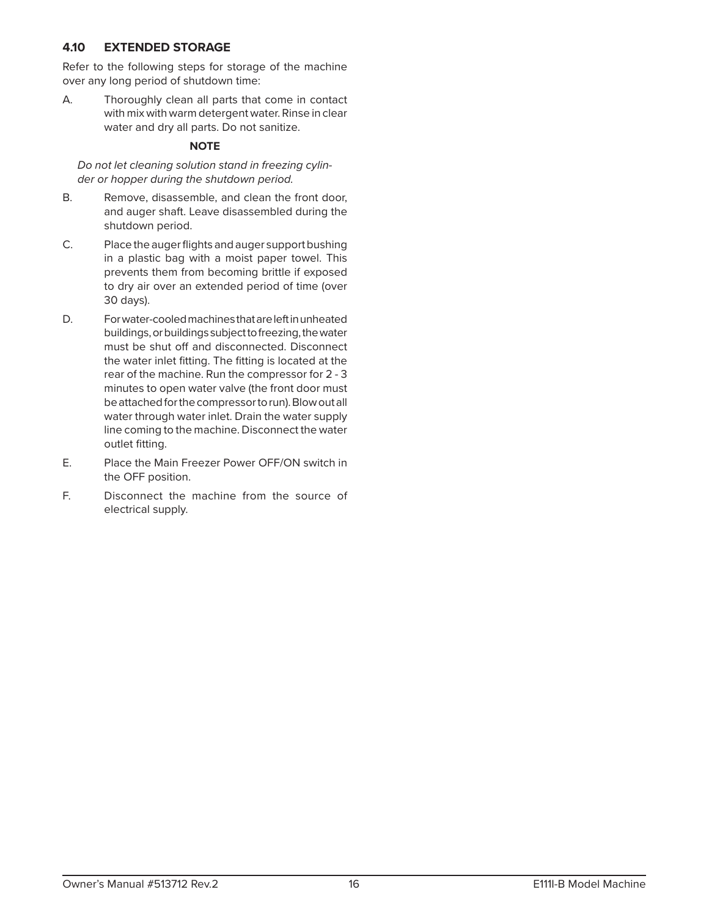## 4.10 EXTENDED STORAGE

Refer to the following steps for storage of the machine over any long period of shutdown time:

A. Thoroughly clean all parts that come in contact with mix with warm detergent water. Rinse in clear water and dry all parts. Do not sanitize.

**NOTE**

*Do not let cleaning solution stand in freezing cylinder or hopper during the shutdown period.*

B. Remove, disassemble, and clean the front door, and auger shaft. Leave disassembled during the shutdown period.

C. Place the auger flights and auger support bushing in a plastic bag with a moist paper towel. This prevents them from becoming brittle if exposed to dry air over an extended period of time (over 30 days).

D. For water-cooled machines that are left in unheated buildings, or buildings subject to freezing, the water must be shut off and disconnected. Disconnect the water inlet fitting. The fitting is located at the rear of the machine. Run the compressor for 2 - 3 minutes to open water valve (the front door must be attached for the compressor to run). Blow out all water through water inlet. Drain the water supply line coming to the machine. Disconnect the water outlet fitting.

E. Place the Main Freezer Power OFF/ON switch in the OFF position.

F. Disconnect the machine from the source of electrical supply.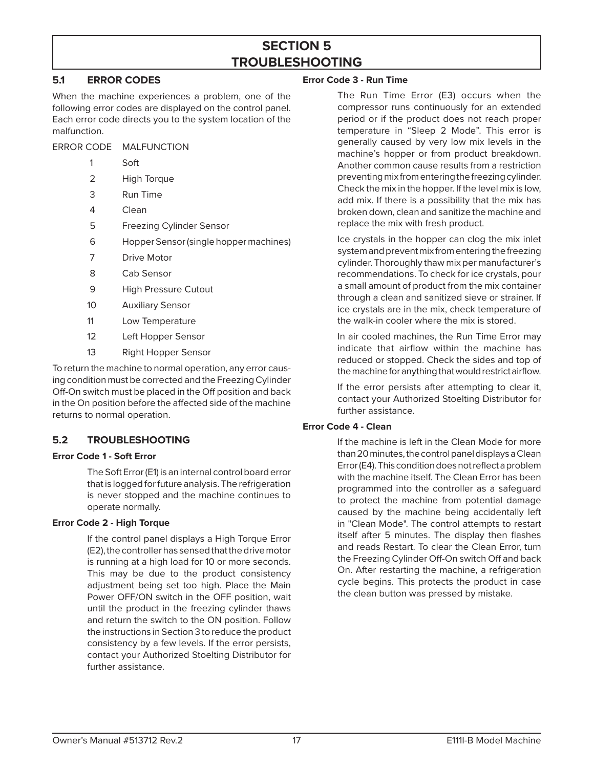# SECTION 5
# TROUBLESHOOTING

## 5.1 ERROR CODES

When the machine experiences a problem, one of the following error codes are displayed on the control panel. Each error code directs you to the system location of the malfunction.

| ERROR CODE | MALFUNCTION |
|---|---|
| 1 | Soft |
| 2 | High Torque |
| 3 | Run Time |
| 4 | Clean |
| 5 | Freezing Cylinder Sensor |
| 6 | Hopper Sensor (single hopper machines) |
| 7 | Drive Motor |
| 8 | Cab Sensor |
| 9 | High Pressure Cutout |
| 10 | Auxiliary Sensor |
| 11 | Low Temperature |
| 12 | Left Hopper Sensor |
| 13 | Right Hopper Sensor |

To return the machine to normal operation, any error causing condition must be corrected and the Freezing Cylinder Off-On switch must be placed in the Off position and back in the On position before the affected side of the machine returns to normal operation.

## 5.2 TROUBLESHOOTING

**Error Code 1 - Soft Error**

The Soft Error (E1) is an internal control board error that is logged for future analysis. The refrigeration is never stopped and the machine continues to operate normally.

**Error Code 2 - High Torque**

If the control panel displays a High Torque Error (E2), the controller has sensed that the drive motor is running at a high load for 10 or more seconds. This may be due to the product consistency adjustment being set too high. Place the Main Power OFF/ON switch in the OFF position, wait until the product in the freezing cylinder thaws and return the switch to the ON position. Follow the instructions in Section 3 to reduce the product consistency by a few levels. If the error persists, contact your Authorized Stoelting Distributor for further assistance.

**Error Code 3 - Run Time**

The Run Time Error (E3) occurs when the compressor runs continuously for an extended period or if the product does not reach proper temperature in "Sleep 2 Mode". This error is generally caused by very low mix levels in the machine's hopper or from product breakdown. Another common cause results from a restriction preventing mix from entering the freezing cylinder. Check the mix in the hopper. If the level mix is low, add mix. If there is a possibility that the mix has broken down, clean and sanitize the machine and replace the mix with fresh product.

Ice crystals in the hopper can clog the mix inlet system and prevent mix from entering the freezing cylinder. Thoroughly thaw mix per manufacturer's recommendations. To check for ice crystals, pour a small amount of product from the mix container through a clean and sanitized sieve or strainer. If ice crystals are in the mix, check temperature of the walk-in cooler where the mix is stored.

In air cooled machines, the Run Time Error may indicate that airflow within the machine has reduced or stopped. Check the sides and top of the machine for anything that would restrict airflow.

If the error persists after attempting to clear it, contact your Authorized Stoelting Distributor for further assistance.

**Error Code 4 - Clean**

If the machine is left in the Clean Mode for more than 20 minutes, the control panel displays a Clean Error (E4). This condition does not reflect a problem with the machine itself. The Clean Error has been programmed into the controller as a safeguard to protect the machine from potential damage caused by the machine being accidentally left in "Clean Mode". The control attempts to restart itself after 5 minutes. The display then flashes and reads Restart. To clear the Clean Error, turn the Freezing Cylinder Off-On switch Off and back On. After restarting the machine, a refrigeration cycle begins. This protects the product in case the clean button was pressed by mistake.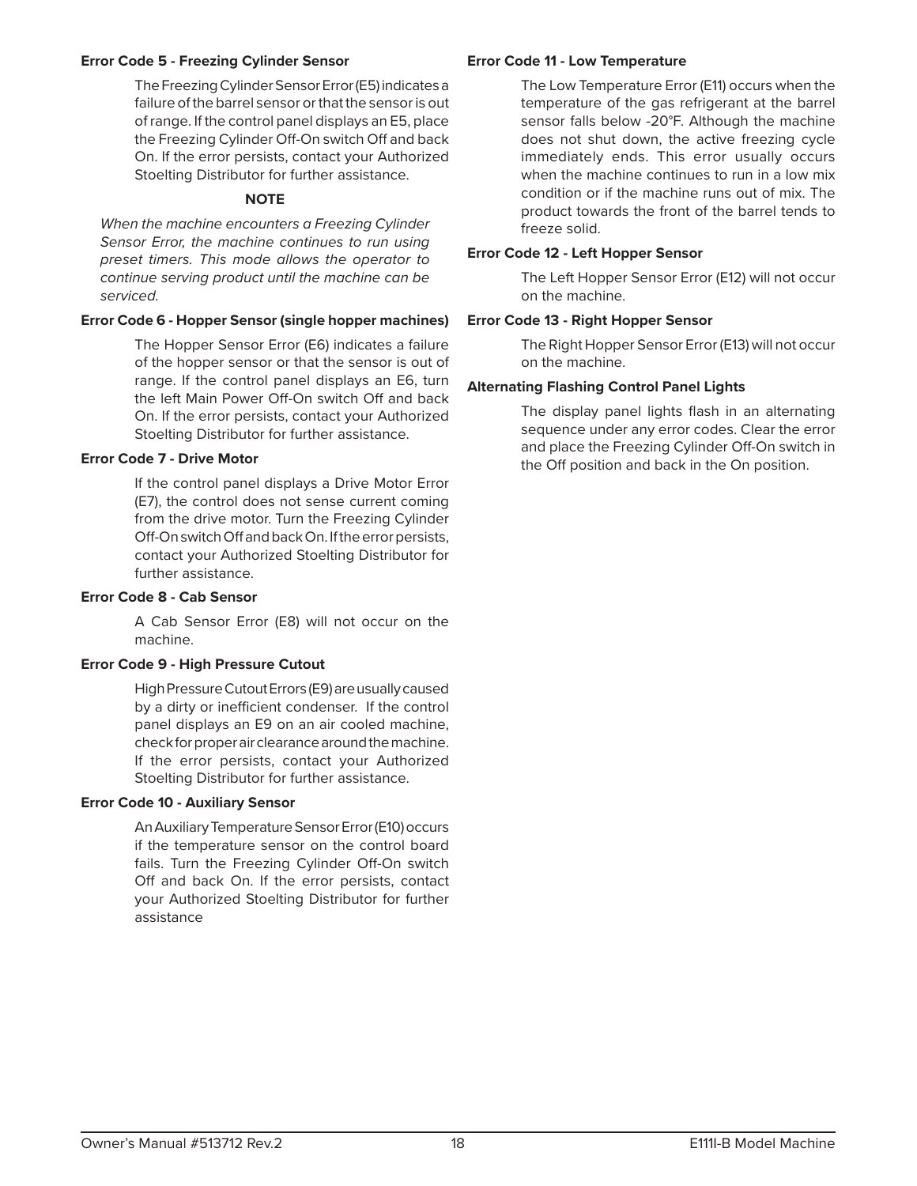### Error Code 5 - Freezing Cylinder Sensor

The Freezing Cylinder Sensor Error (E5) indicates a failure of the barrel sensor or that the sensor is out of range. If the control panel displays an E5, place the Freezing Cylinder Off-On switch Off and back On. If the error persists, contact your Authorized Stoelting Distributor for further assistance.

**NOTE**

*When the machine encounters a Freezing Cylinder Sensor Error, the machine continues to run using preset timers. This mode allows the operator to continue serving product until the machine can be serviced.*

### Error Code 6 - Hopper Sensor (single hopper machines)

The Hopper Sensor Error (E6) indicates a failure of the hopper sensor or that the sensor is out of range. If the control panel displays an E6, turn the left Main Power Off-On switch Off and back On. If the error persists, contact your Authorized Stoelting Distributor for further assistance.

### Error Code 7 - Drive Motor

If the control panel displays a Drive Motor Error (E7), the control does not sense current coming from the drive motor. Turn the Freezing Cylinder Off-On switch Off and back On. If the error persists, contact your Authorized Stoelting Distributor for further assistance.

### Error Code 8 - Cab Sensor

A Cab Sensor Error (E8) will not occur on the machine.

### Error Code 9 - High Pressure Cutout

High Pressure Cutout Errors (E9) are usually caused by a dirty or inefficient condenser. If the control panel displays an E9 on an air cooled machine, check for proper air clearance around the machine. If the error persists, contact your Authorized Stoelting Distributor for further assistance.

### Error Code 10 - Auxiliary Sensor

An Auxiliary Temperature Sensor Error (E10) occurs if the temperature sensor on the control board fails. Turn the Freezing Cylinder Off-On switch Off and back On. If the error persists, contact your Authorized Stoelting Distributor for further assistance

### Error Code 11 - Low Temperature

The Low Temperature Error (E11) occurs when the temperature of the gas refrigerant at the barrel sensor falls below -20°F. Although the machine does not shut down, the active freezing cycle immediately ends. This error usually occurs when the machine continues to run in a low mix condition or if the machine runs out of mix. The product towards the front of the barrel tends to freeze solid.

### Error Code 12 - Left Hopper Sensor

The Left Hopper Sensor Error (E12) will not occur on the machine.

### Error Code 13 - Right Hopper Sensor

The Right Hopper Sensor Error (E13) will not occur on the machine.

### Alternating Flashing Control Panel Lights

The display panel lights flash in an alternating sequence under any error codes. Clear the error and place the Freezing Cylinder Off-On switch in the Off position and back in the On position.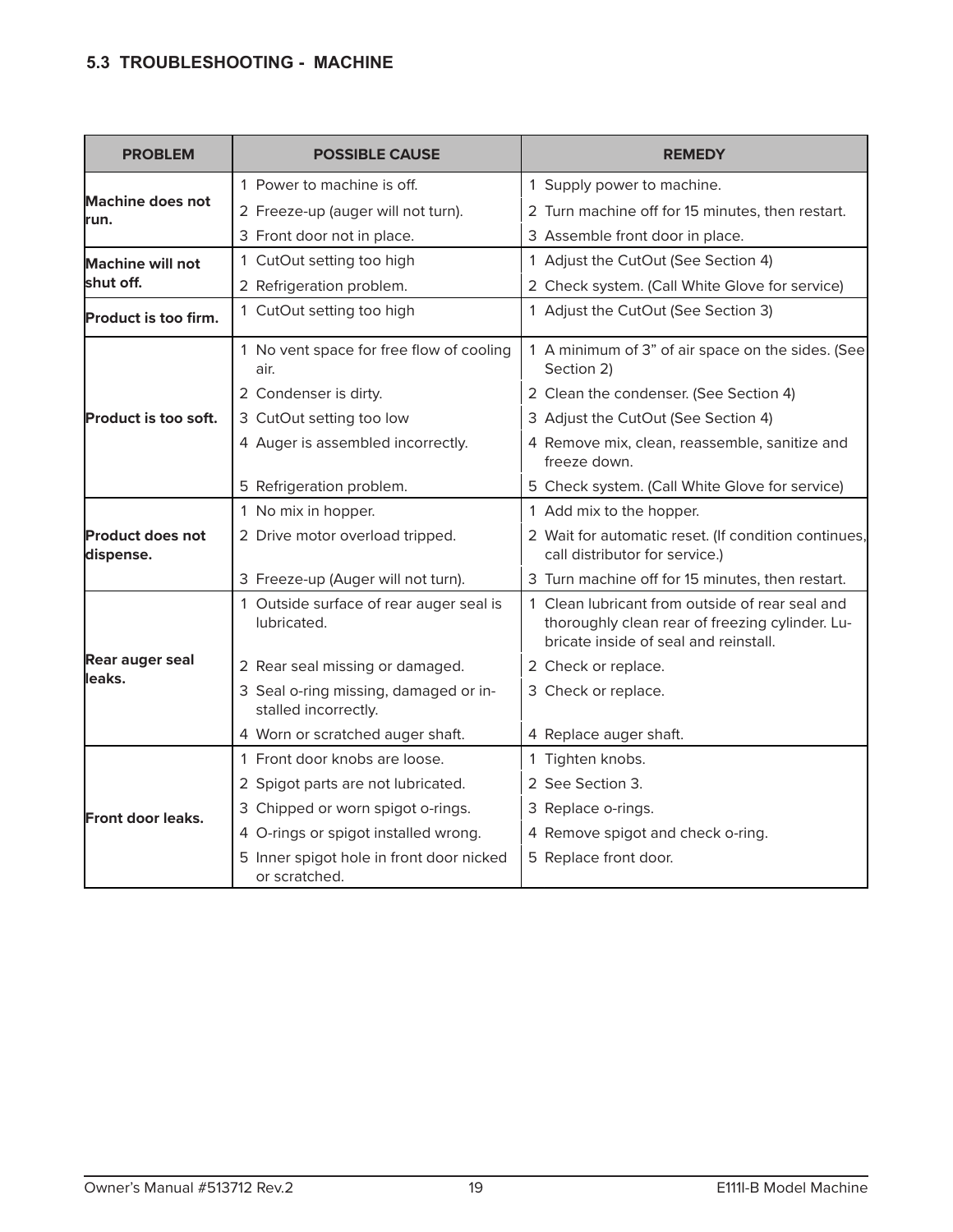### 5.3 TROUBLESHOOTING - MACHINE

| PROBLEM | POSSIBLE CAUSE | REMEDY |
|---|---|---|
| **Machine does not run.** | 1 Power to machine is off. | 1 Supply power to machine. |
| | 2 Freeze-up (auger will not turn). | 2 Turn machine off for 15 minutes, then restart. |
| | 3 Front door not in place. | 3 Assemble front door in place. |
| **Machine will not shut off.** | 1 CutOut setting too high | 1 Adjust the CutOut (See Section 4) |
| | 2 Refrigeration problem. | 2 Check system. (Call White Glove for service) |
| **Product is too firm.** | 1 CutOut setting too high | 1 Adjust the CutOut (See Section 3) |
| **Product is too soft.** | 1 No vent space for free flow of cooling air. | 1 A minimum of 3" of air space on the sides. (See Section 2) |
| | 2 Condenser is dirty. | 2 Clean the condenser. (See Section 4) |
| | 3 CutOut setting too low | 3 Adjust the CutOut (See Section 4) |
| | 4 Auger is assembled incorrectly. | 4 Remove mix, clean, reassemble, sanitize and freeze down. |
| | 5 Refrigeration problem. | 5 Check system. (Call White Glove for service) |
| **Product does not dispense.** | 1 No mix in hopper. | 1 Add mix to the hopper. |
| | 2 Drive motor overload tripped. | 2 Wait for automatic reset. (If condition continues, call distributor for service.) |
| | 3 Freeze-up (Auger will not turn). | 3 Turn machine off for 15 minutes, then restart. |
| **Rear auger seal leaks.** | 1 Outside surface of rear auger seal is lubricated. | 1 Clean lubricant from outside of rear seal and thoroughly clean rear of freezing cylinder. Lubricate inside of seal and reinstall. |
| | 2 Rear seal missing or damaged. | 2 Check or replace. |
| | 3 Seal o-ring missing, damaged or installed incorrectly. | 3 Check or replace. |
| | 4 Worn or scratched auger shaft. | 4 Replace auger shaft. |
| **Front door leaks.** | 1 Front door knobs are loose. | 1 Tighten knobs. |
| | 2 Spigot parts are not lubricated. | 2 See Section 3. |
| | 3 Chipped or worn spigot o-rings. | 3 Replace o-rings. |
| | 4 O-rings or spigot installed wrong. | 4 Remove spigot and check o-ring. |
| | 5 Inner spigot hole in front door nicked or scratched. | 5 Replace front door. |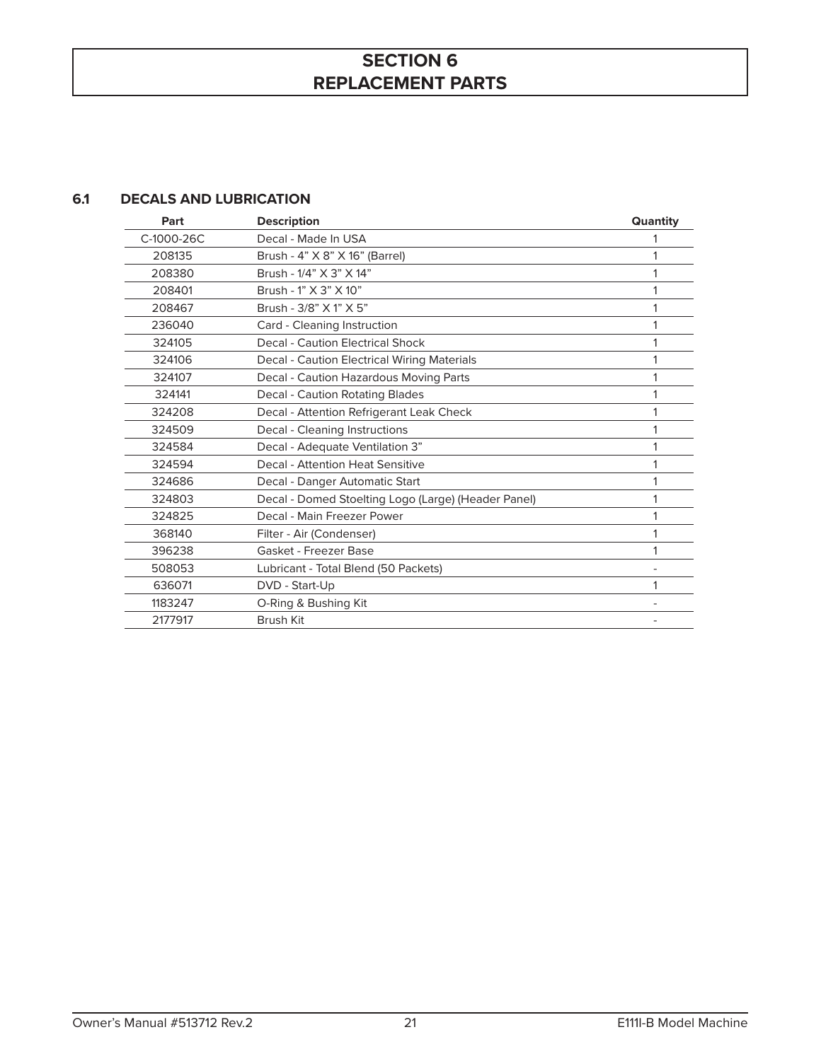# SECTION 6
# REPLACEMENT PARTS

## 6.1 DECALS AND LUBRICATION

| Part | Description | Quantity |
|---|---|---|
| C-1000-26C | Decal - Made In USA | 1 |
| 208135 | Brush - 4" X 8" X 16" (Barrel) | 1 |
| 208380 | Brush - 1/4" X 3" X 14" | 1 |
| 208401 | Brush - 1" X 3" X 10" | 1 |
| 208467 | Brush - 3/8" X 1" X 5" | 1 |
| 236040 | Card - Cleaning Instruction | 1 |
| 324105 | Decal - Caution Electrical Shock | 1 |
| 324106 | Decal - Caution Electrical Wiring Materials | 1 |
| 324107 | Decal - Caution Hazardous Moving Parts | 1 |
| 324141 | Decal - Caution Rotating Blades | 1 |
| 324208 | Decal - Attention Refrigerant Leak Check | 1 |
| 324509 | Decal - Cleaning Instructions | 1 |
| 324584 | Decal - Adequate Ventilation 3" | 1 |
| 324594 | Decal - Attention Heat Sensitive | 1 |
| 324686 | Decal - Danger Automatic Start | 1 |
| 324803 | Decal - Domed Stoelting Logo (Large) (Header Panel) | 1 |
| 324825 | Decal - Main Freezer Power | 1 |
| 368140 | Filter - Air (Condenser) | 1 |
| 396238 | Gasket - Freezer Base | 1 |
| 508053 | Lubricant - Total Blend (50 Packets) | - |
| 636071 | DVD - Start-Up | 1 |
| 1183247 | O-Ring & Bushing Kit | - |
| 2177917 | Brush Kit | - |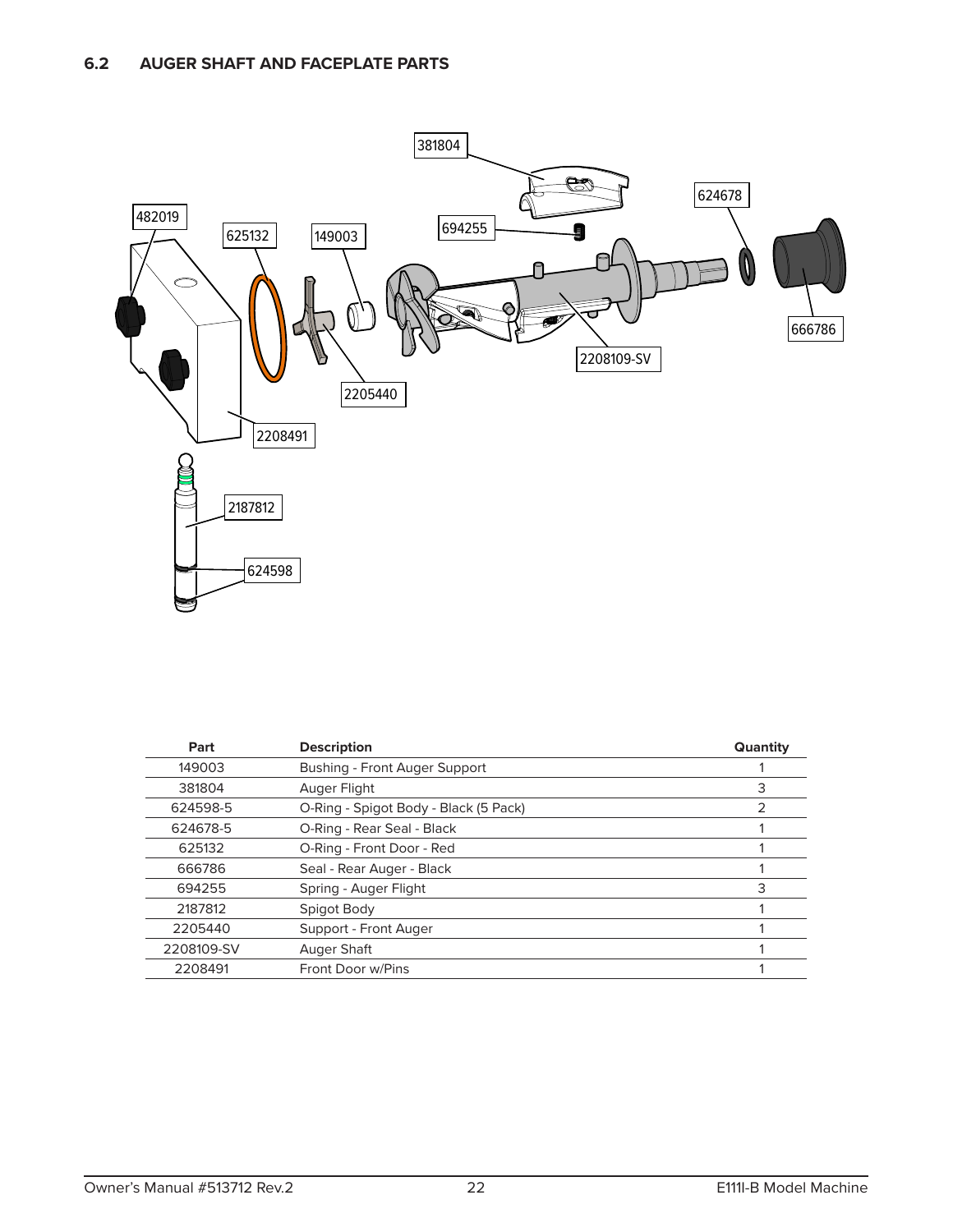## 6.2 AUGER SHAFT AND FACEPLATE PARTS

| Part | Description | Quantity |
|---|---|---|
| 149003 | Bushing - Front Auger Support | 1 |
| 381804 | Auger Flight | 3 |
| 624598-5 | O-Ring - Spigot Body - Black (5 Pack) | 2 |
| 624678-5 | O-Ring - Rear Seal - Black | 1 |
| 625132 | O-Ring - Front Door - Red | 1 |
| 666786 | Seal - Rear Auger - Black | 1 |
| 694255 | Spring - Auger Flight | 3 |
| 2187812 | Spigot Body | 1 |
| 2205440 | Support - Front Auger | 1 |
| 2208109-SV | Auger Shaft | 1 |
| 2208491 | Front Door w/Pins | 1 |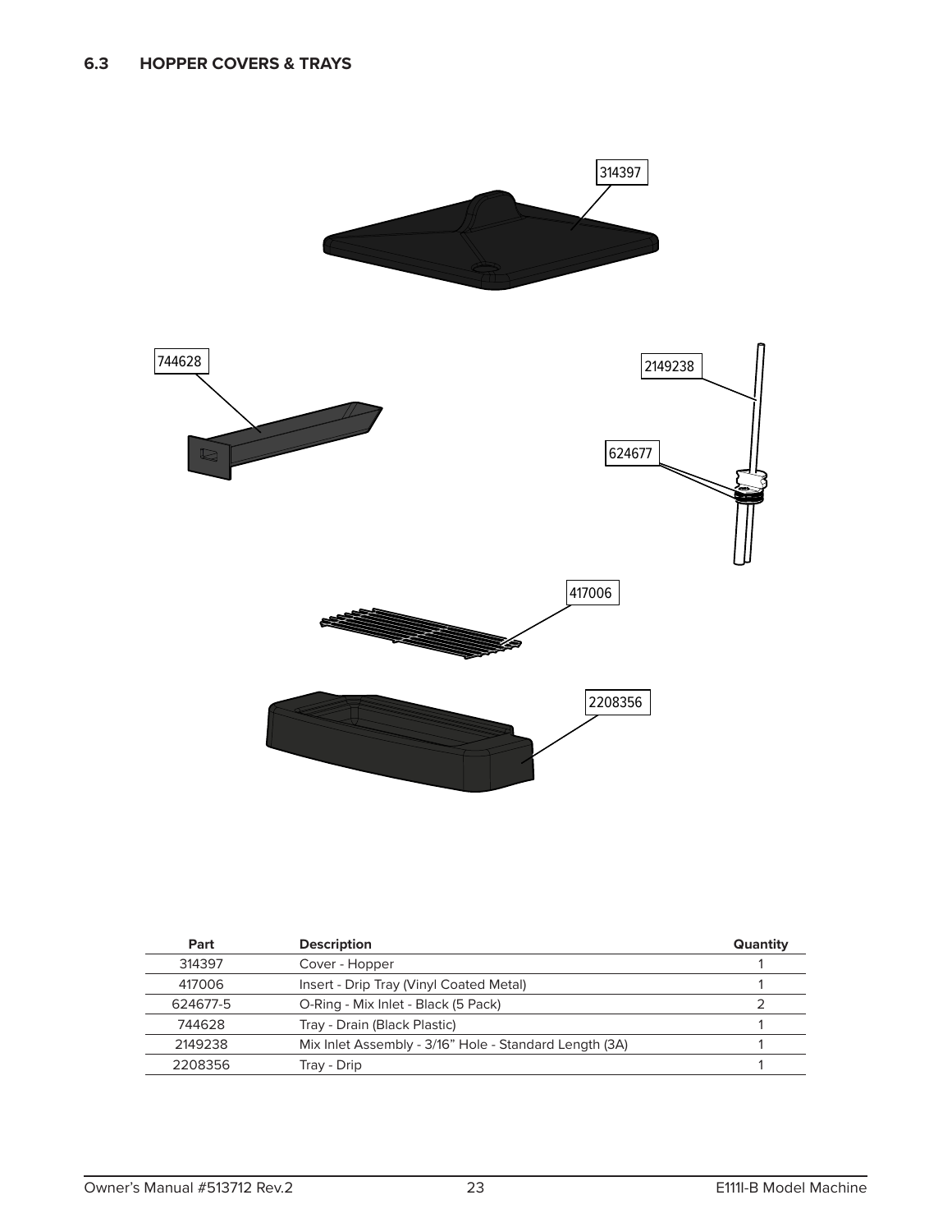### 6.3 HOPPER COVERS & TRAYS

314397

744628

2149238

624677

417006

2208356

| Part | Description | Quantity |
|---|---|---|
| 314397 | Cover - Hopper | 1 |
| 417006 | Insert - Drip Tray (Vinyl Coated Metal) | 1 |
| 624677-5 | O-Ring - Mix Inlet - Black (5 Pack) | 2 |
| 744628 | Tray - Drain (Black Plastic) | 1 |
| 2149238 | Mix Inlet Assembly - 3/16” Hole - Standard Length (3A) | 1 |
| 2208356 | Tray - Drip | 1 |